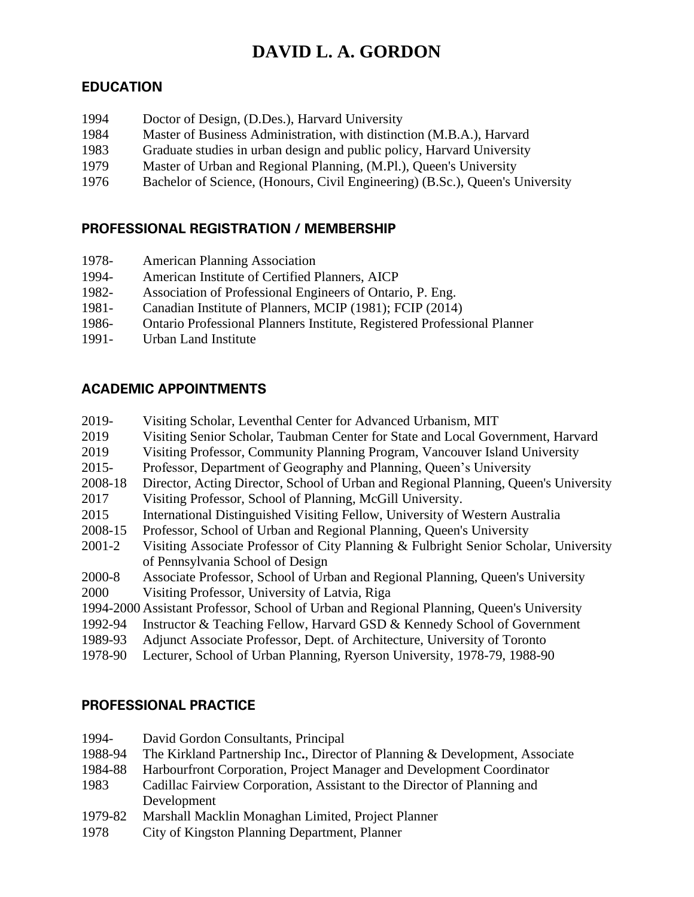# DAVID L. A. GORDON

## EDUCATION

1994 Doctor of Design, (D.Des.), Harvard University
1984 Master of Business Administration, with distinction (M.B.A.), Harvard
1983 Graduate studies in urban design and public policy, Harvard University
1979 Master of Urban and Regional Planning, (M.Pl.), Queen's University
1976 Bachelor of Science, (Honours, Civil Engineering) (B.Sc.), Queen's University

## PROFESSIONAL REGISTRATION / MEMBERSHIP

1978- American Planning Association
1994- American Institute of Certified Planners, AICP
1982- Association of Professional Engineers of Ontario, P. Eng.
1981- Canadian Institute of Planners, MCIP (1981); FCIP (2014)
1986- Ontario Professional Planners Institute, Registered Professional Planner
1991- Urban Land Institute

## ACADEMIC APPOINTMENTS

2019- Visiting Scholar, Leventhal Center for Advanced Urbanism, MIT
2019 Visiting Senior Scholar, Taubman Center for State and Local Government, Harvard
2019 Visiting Professor, Community Planning Program, Vancouver Island University
2015- Professor, Department of Geography and Planning, Queen's University
2008-18 Director, Acting Director, School of Urban and Regional Planning, Queen's University
2017 Visiting Professor, School of Planning, McGill University.
2015 International Distinguished Visiting Fellow, University of Western Australia
2008-15 Professor, School of Urban and Regional Planning, Queen's University
2001-2 Visiting Associate Professor of City Planning & Fulbright Senior Scholar, University of Pennsylvania School of Design
2000-8 Associate Professor, School of Urban and Regional Planning, Queen's University
2000 Visiting Professor, University of Latvia, Riga
1994-2000 Assistant Professor, School of Urban and Regional Planning, Queen's University
1992-94 Instructor & Teaching Fellow, Harvard GSD & Kennedy School of Government
1989-93 Adjunct Associate Professor, Dept. of Architecture, University of Toronto
1978-90 Lecturer, School of Urban Planning, Ryerson University, 1978-79, 1988-90

## PROFESSIONAL PRACTICE

1994- David Gordon Consultants, Principal
1988-94 The Kirkland Partnership Inc., Director of Planning & Development, Associate
1984-88 Harbourfront Corporation, Project Manager and Development Coordinator
1983 Cadillac Fairview Corporation, Assistant to the Director of Planning and Development
1979-82 Marshall Macklin Monaghan Limited, Project Planner
1978 City of Kingston Planning Department, Planner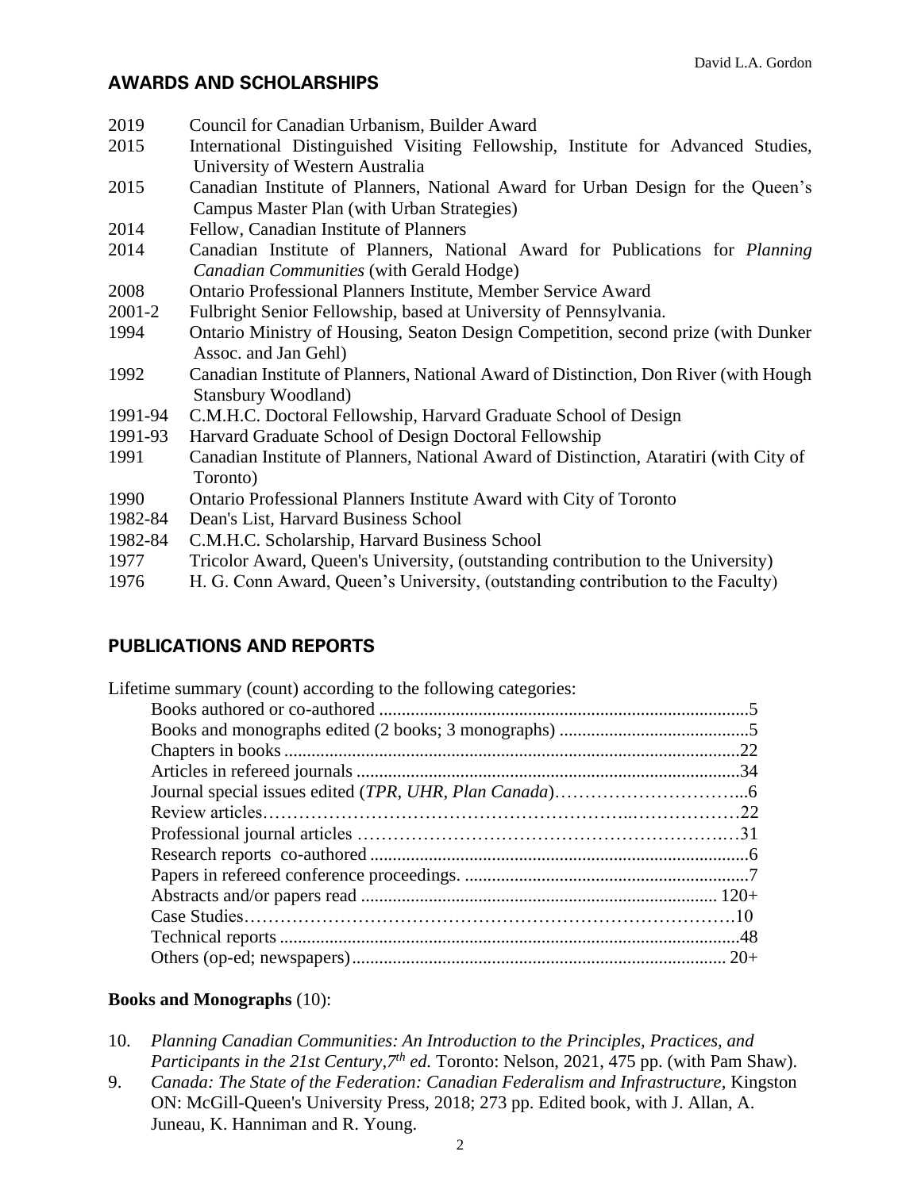## AWARDS AND SCHOLARSHIPS

2019 Council for Canadian Urbanism, Builder Award

2015 International Distinguished Visiting Fellowship, Institute for Advanced Studies, University of Western Australia

2015 Canadian Institute of Planners, National Award for Urban Design for the Queen's Campus Master Plan (with Urban Strategies)

2014 Fellow, Canadian Institute of Planners

2014 Canadian Institute of Planners, National Award for Publications for *Planning Canadian Communities* (with Gerald Hodge)

2008 Ontario Professional Planners Institute, Member Service Award

2001-2 Fulbright Senior Fellowship, based at University of Pennsylvania.

1994 Ontario Ministry of Housing, Seaton Design Competition, second prize (with Dunker Assoc. and Jan Gehl)

1992 Canadian Institute of Planners, National Award of Distinction, Don River (with Hough Stansbury Woodland)

1991-94 C.M.H.C. Doctoral Fellowship, Harvard Graduate School of Design

1991-93 Harvard Graduate School of Design Doctoral Fellowship

1991 Canadian Institute of Planners, National Award of Distinction, Ataratiri (with City of Toronto)

1990 Ontario Professional Planners Institute Award with City of Toronto

1982-84 Dean's List, Harvard Business School

1982-84 C.M.H.C. Scholarship, Harvard Business School

1977 Tricolor Award, Queen's University, (outstanding contribution to the University)

1976 H. G. Conn Award, Queen's University, (outstanding contribution to the Faculty)

## PUBLICATIONS AND REPORTS

Lifetime summary (count) according to the following categories:

| Category | Count |
|---|---|
| Books authored or co-authored | 5 |
| Books and monographs edited (2 books; 3 monographs) | 5 |
| Chapters in books | 22 |
| Articles in refereed journals | 34 |
| Journal special issues edited (*TPR*, *UHR*, *Plan Canada*) | 6 |
| Review articles | 22 |
| Professional journal articles | 31 |
| Research reports co-authored | 6 |
| Papers in refereed conference proceedings. | 7 |
| Abstracts and/or papers read | 120+ |
| Case Studies | 10 |
| Technical reports | 48 |
| Others (op-ed; newspapers) | 20+ |

**Books and Monographs** (10):

10. *Planning Canadian Communities: An Introduction to the Principles, Practices, and Participants in the 21st Century, 7th ed.* Toronto: Nelson, 2021, 475 pp. (with Pam Shaw).
9. *Canada: The State of the Federation: Canadian Federalism and Infrastructure*, Kingston ON: McGill-Queen's University Press, 2018; 273 pp. Edited book, with J. Allan, A. Juneau, K. Hanniman and R. Young.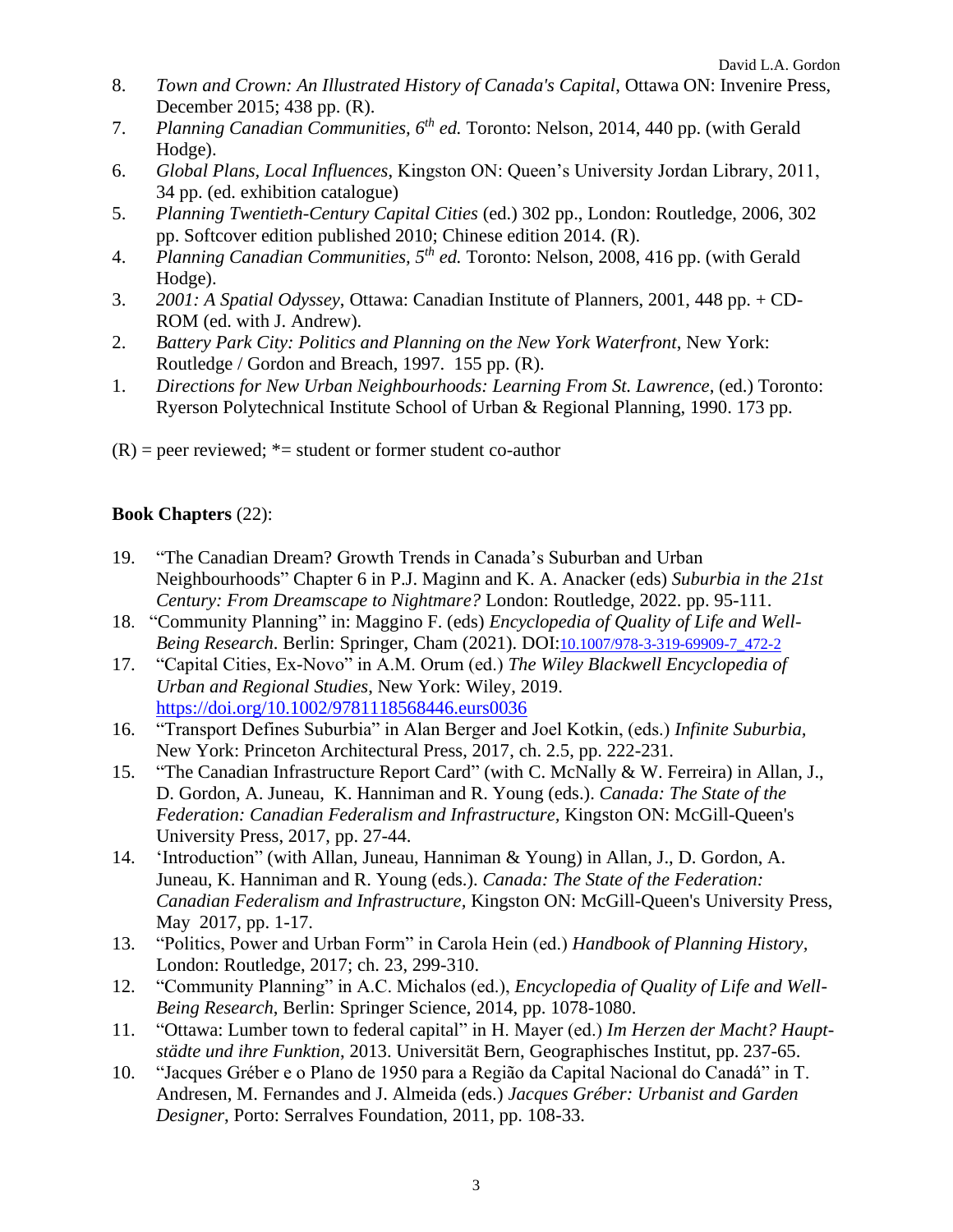8. *Town and Crown: An Illustrated History of Canada's Capital*, Ottawa ON: Invenire Press, December 2015; 438 pp. (R).
7. *Planning Canadian Communities, 6th ed.* Toronto: Nelson, 2014, 440 pp. (with Gerald Hodge).
6. *Global Plans, Local Influences*, Kingston ON: Queen's University Jordan Library, 2011, 34 pp. (ed. exhibition catalogue)
5. *Planning Twentieth-Century Capital Cities* (ed.) 302 pp., London: Routledge, 2006, 302 pp. Softcover edition published 2010; Chinese edition 2014. (R).
4. *Planning Canadian Communities, 5th ed.* Toronto: Nelson, 2008, 416 pp. (with Gerald Hodge).
3. *2001: A Spatial Odyssey*, Ottawa: Canadian Institute of Planners, 2001, 448 pp. + CD-ROM (ed. with J. Andrew).
2. *Battery Park City: Politics and Planning on the New York Waterfront*, New York: Routledge / Gordon and Breach, 1997. 155 pp. (R).
1. *Directions for New Urban Neighbourhoods: Learning From St. Lawrence*, (ed.) Toronto: Ryerson Polytechnical Institute School of Urban & Regional Planning, 1990. 173 pp.

(R) = peer reviewed; *= student or former student co-author

**Book Chapters** (22):

19. "The Canadian Dream? Growth Trends in Canada's Suburban and Urban Neighbourhoods" Chapter 6 in P.J. Maginn and K. A. Anacker (eds) *Suburbia in the 21st Century: From Dreamscape to Nightmare?* London: Routledge, 2022. pp. 95-111.
18. "Community Planning" in: Maggino F. (eds) *Encyclopedia of Quality of Life and Well-Being Research*. Berlin: Springer, Cham (2021). DOI:10.1007/978-3-319-69909-7_472-2
17. "Capital Cities, Ex-Novo" in A.M. Orum (ed.) *The Wiley Blackwell Encyclopedia of Urban and Regional Studies*, New York: Wiley, 2019. https://doi.org/10.1002/9781118568446.eurs0036
16. "Transport Defines Suburbia" in Alan Berger and Joel Kotkin, (eds.) *Infinite Suburbia*, New York: Princeton Architectural Press, 2017, ch. 2.5, pp. 222-231.
15. "The Canadian Infrastructure Report Card" (with C. McNally & W. Ferreira) in Allan, J., D. Gordon, A. Juneau, K. Hanniman and R. Young (eds.). *Canada: The State of the Federation: Canadian Federalism and Infrastructure,* Kingston ON: McGill-Queen's University Press, 2017, pp. 27-44.
14. 'Introduction" (with Allan, Juneau, Hanniman & Young) in Allan, J., D. Gordon, A. Juneau, K. Hanniman and R. Young (eds.). *Canada: The State of the Federation: Canadian Federalism and Infrastructure*, Kingston ON: McGill-Queen's University Press, May 2017, pp. 1-17.
13. "Politics, Power and Urban Form" in Carola Hein (ed.) *Handbook of Planning History,* London: Routledge, 2017; ch. 23, 299-310.
12. "Community Planning" in A.C. Michalos (ed.), *Encyclopedia of Quality of Life and Well-Being Research*, Berlin: Springer Science, 2014, pp. 1078-1080.
11. "Ottawa: Lumber town to federal capital" in H. Mayer (ed.) *Im Herzen der Macht? Hauptstädte und ihre Funktion*, 2013. Universität Bern, Geographisches Institut, pp. 237-65.
10. "Jacques Gréber e o Plano de 1950 para a Região da Capital Nacional do Canadá" in T. Andresen, M. Fernandes and J. Almeida (eds.) *Jacques Gréber: Urbanist and Garden Designer*, Porto: Serralves Foundation, 2011, pp. 108-33.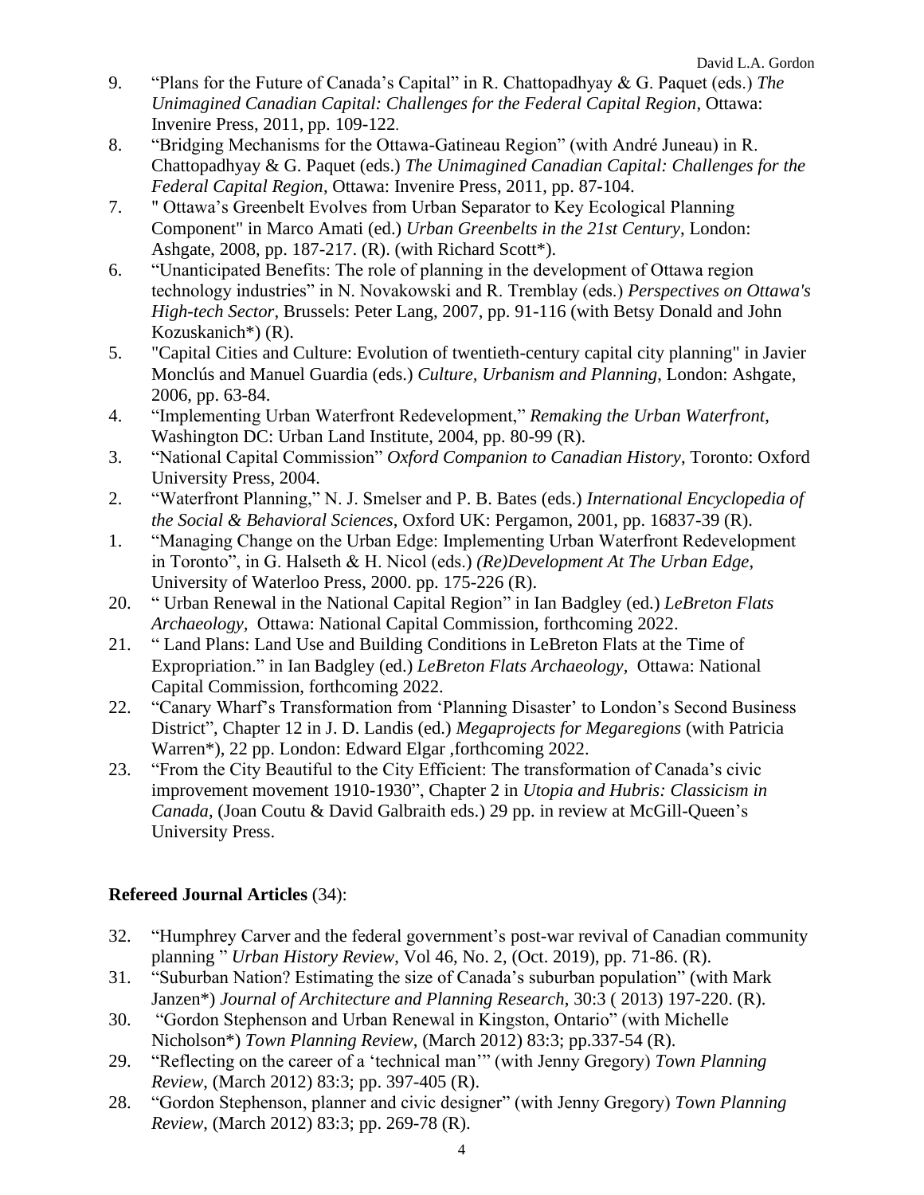9. "Plans for the Future of Canada's Capital" in R. Chattopadhyay & G. Paquet (eds.) *The Unimagined Canadian Capital: Challenges for the Federal Capital Region*, Ottawa: Invenire Press, 2011, pp. 109-122.
8. "Bridging Mechanisms for the Ottawa-Gatineau Region" (with André Juneau) in R. Chattopadhyay & G. Paquet (eds.) *The Unimagined Canadian Capital: Challenges for the Federal Capital Region*, Ottawa: Invenire Press, 2011, pp. 87-104.
7. " Ottawa's Greenbelt Evolves from Urban Separator to Key Ecological Planning Component" in Marco Amati (ed.) *Urban Greenbelts in the 21st Century*, London: Ashgate, 2008, pp. 187-217. (R). (with Richard Scott*).
6. "Unanticipated Benefits: The role of planning in the development of Ottawa region technology industries" in N. Novakowski and R. Tremblay (eds.) *Perspectives on Ottawa's High-tech Sector*, Brussels: Peter Lang, 2007, pp. 91-116 (with Betsy Donald and John Kozuskanich*) (R).
5. "Capital Cities and Culture: Evolution of twentieth-century capital city planning" in Javier Monclús and Manuel Guardia (eds.) *Culture, Urbanism and Planning*, London: Ashgate, 2006, pp. 63-84.
4. "Implementing Urban Waterfront Redevelopment," *Remaking the Urban Waterfront*, Washington DC: Urban Land Institute, 2004, pp. 80-99 (R).
3. "National Capital Commission" *Oxford Companion to Canadian History*, Toronto: Oxford University Press, 2004.
2. "Waterfront Planning," N. J. Smelser and P. B. Bates (eds.) *International Encyclopedia of the Social & Behavioral Sciences*, Oxford UK: Pergamon, 2001, pp. 16837-39 (R).
1. "Managing Change on the Urban Edge: Implementing Urban Waterfront Redevelopment in Toronto", in G. Halseth & H. Nicol (eds.) *(Re)Development At The Urban Edge*, University of Waterloo Press, 2000. pp. 175-226 (R).
20. " Urban Renewal in the National Capital Region" in Ian Badgley (ed.) *LeBreton Flats Archaeology*, Ottawa: National Capital Commission, forthcoming 2022.
21. " Land Plans: Land Use and Building Conditions in LeBreton Flats at the Time of Expropriation." in Ian Badgley (ed.) *LeBreton Flats Archaeology*, Ottawa: National Capital Commission, forthcoming 2022.
22. "Canary Wharf's Transformation from 'Planning Disaster' to London's Second Business District", Chapter 12 in J. D. Landis (ed.) *Megaprojects for Megaregions* (with Patricia Warren*), 22 pp. London: Edward Elgar ,forthcoming 2022.
23. "From the City Beautiful to the City Efficient: The transformation of Canada's civic improvement movement 1910-1930", Chapter 2 in *Utopia and Hubris: Classicism in Canada*, (Joan Coutu & David Galbraith eds.) 29 pp. in review at McGill-Queen's University Press.

**Refereed Journal Articles** (34):

32. "Humphrey Carver and the federal government's post-war revival of Canadian community planning " *Urban History Review*, Vol 46, No. 2, (Oct. 2019), pp. 71-86. (R).
31. "Suburban Nation? Estimating the size of Canada's suburban population" (with Mark Janzen*) *Journal of Architecture and Planning Research*, 30:3 ( 2013) 197-220. (R).
30. "Gordon Stephenson and Urban Renewal in Kingston, Ontario" (with Michelle Nicholson*) *Town Planning Review*, (March 2012) 83:3; pp.337-54 (R).
29. "Reflecting on the career of a 'technical man'" (with Jenny Gregory) *Town Planning Review*, (March 2012) 83:3; pp. 397-405 (R).
28. "Gordon Stephenson, planner and civic designer" (with Jenny Gregory) *Town Planning Review*, (March 2012) 83:3; pp. 269-78 (R).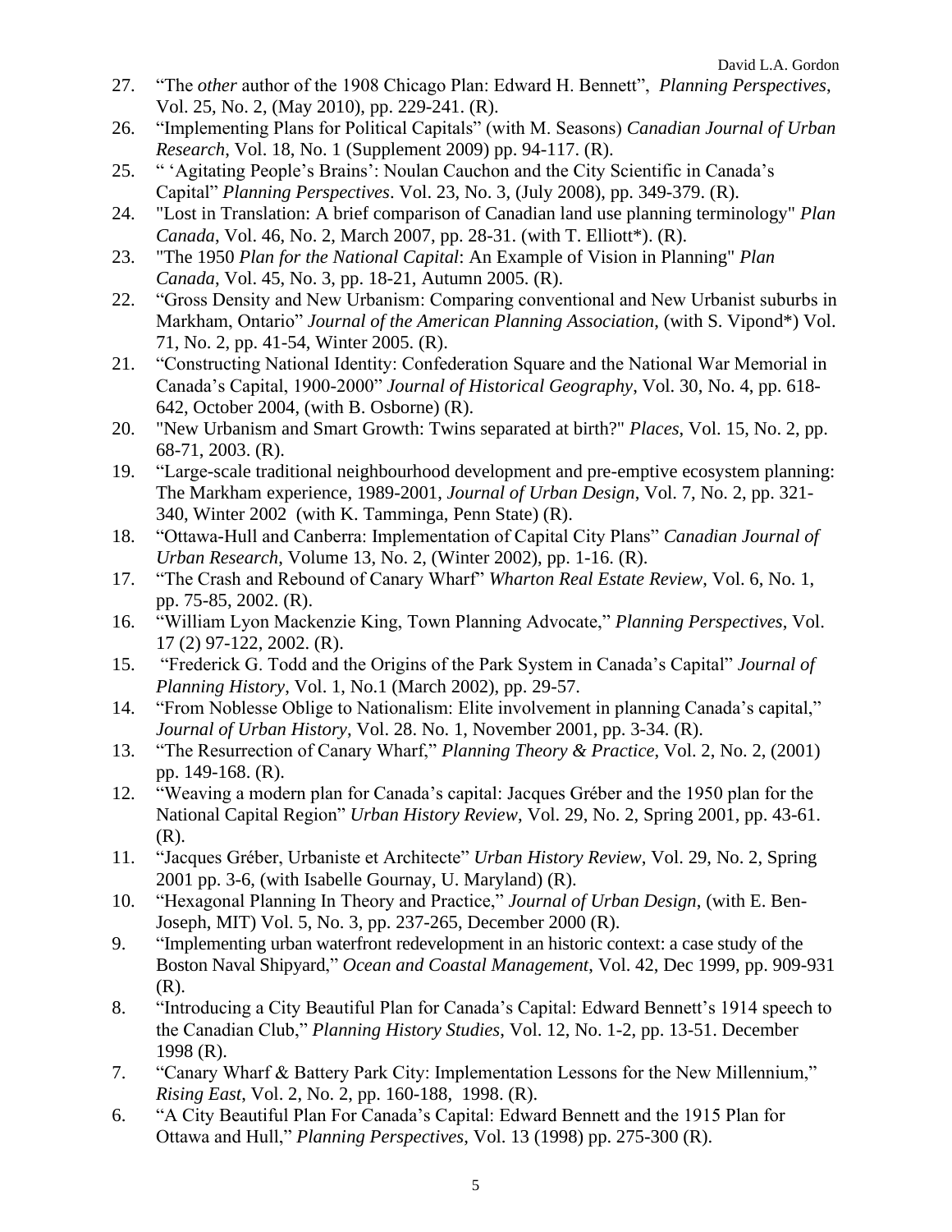27. "The *other* author of the 1908 Chicago Plan: Edward H. Bennett", *Planning Perspectives*, Vol. 25, No. 2, (May 2010), pp. 229-241. (R).
26. "Implementing Plans for Political Capitals" (with M. Seasons) *Canadian Journal of Urban Research*, Vol. 18, No. 1 (Supplement 2009) pp. 94-117. (R).
25. " 'Agitating People's Brains': Noulan Cauchon and the City Scientific in Canada's Capital" *Planning Perspectives*. Vol. 23, No. 3, (July 2008), pp. 349-379. (R).
24. "Lost in Translation: A brief comparison of Canadian land use planning terminology" *Plan Canada*, Vol. 46, No. 2, March 2007, pp. 28-31. (with T. Elliott*). (R).
23. "The 1950 *Plan for the National Capital*: An Example of Vision in Planning" *Plan Canada*, Vol. 45, No. 3, pp. 18-21, Autumn 2005. (R).
22. "Gross Density and New Urbanism: Comparing conventional and New Urbanist suburbs in Markham, Ontario" *Journal of the American Planning Association*, (with S. Vipond*) Vol. 71, No. 2, pp. 41-54, Winter 2005. (R).
21. "Constructing National Identity: Confederation Square and the National War Memorial in Canada's Capital, 1900-2000" *Journal of Historical Geography*, Vol. 30, No. 4, pp. 618-642, October 2004, (with B. Osborne) (R).
20. "New Urbanism and Smart Growth: Twins separated at birth?" *Places*, Vol. 15, No. 2, pp. 68-71, 2003. (R).
19. "Large-scale traditional neighbourhood development and pre-emptive ecosystem planning: The Markham experience, 1989-2001, *Journal of Urban Design*, Vol. 7, No. 2, pp. 321-340, Winter 2002 (with K. Tamminga, Penn State) (R).
18. "Ottawa-Hull and Canberra: Implementation of Capital City Plans" *Canadian Journal of Urban Research*, Volume 13, No. 2, (Winter 2002), pp. 1-16. (R).
17. "The Crash and Rebound of Canary Wharf" *Wharton Real Estate Review*, Vol. 6, No. 1, pp. 75-85, 2002. (R).
16. "William Lyon Mackenzie King, Town Planning Advocate," *Planning Perspectives*, Vol. 17 (2) 97-122, 2002. (R).
15. "Frederick G. Todd and the Origins of the Park System in Canada's Capital" *Journal of Planning History*, Vol. 1, No.1 (March 2002), pp. 29-57.
14. "From Noblesse Oblige to Nationalism: Elite involvement in planning Canada's capital," *Journal of Urban History*, Vol. 28. No. 1, November 2001, pp. 3-34. (R).
13. "The Resurrection of Canary Wharf," *Planning Theory & Practice*, Vol. 2, No. 2, (2001) pp. 149-168. (R).
12. "Weaving a modern plan for Canada's capital: Jacques Gréber and the 1950 plan for the National Capital Region" *Urban History Review*, Vol. 29, No. 2, Spring 2001, pp. 43-61. (R).
11. "Jacques Gréber, Urbaniste et Architecte" *Urban History Review*, Vol. 29, No. 2, Spring 2001 pp. 3-6, (with Isabelle Gournay, U. Maryland) (R).
10. "Hexagonal Planning In Theory and Practice," *Journal of Urban Design*, (with E. Ben-Joseph, MIT) Vol. 5, No. 3, pp. 237-265, December 2000 (R).
9. "Implementing urban waterfront redevelopment in an historic context: a case study of the Boston Naval Shipyard," *Ocean and Coastal Management*, Vol. 42, Dec 1999, pp. 909-931 (R).
8. "Introducing a City Beautiful Plan for Canada's Capital: Edward Bennett's 1914 speech to the Canadian Club," *Planning History Studies*, Vol. 12, No. 1-2, pp. 13-51. December 1998 (R).
7. "Canary Wharf & Battery Park City: Implementation Lessons for the New Millennium," *Rising East*, Vol. 2, No. 2, pp. 160-188, 1998. (R).
6. "A City Beautiful Plan For Canada's Capital: Edward Bennett and the 1915 Plan for Ottawa and Hull," *Planning Perspectives*, Vol. 13 (1998) pp. 275-300 (R).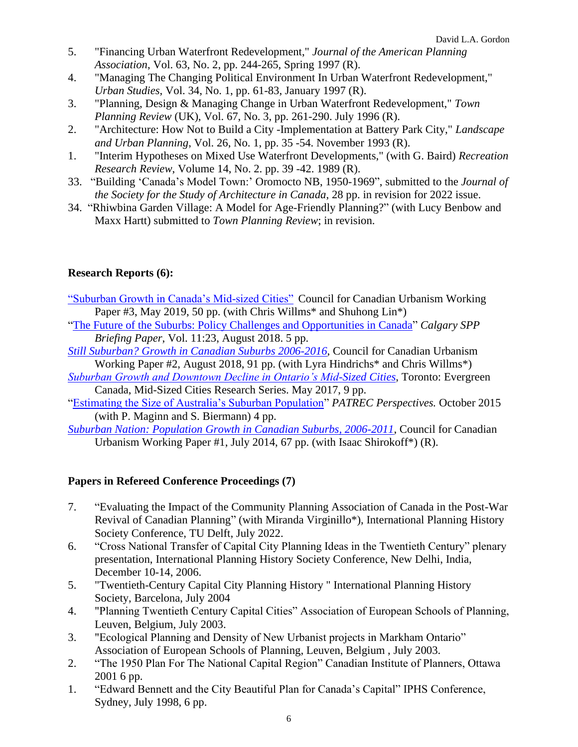5. "Financing Urban Waterfront Redevelopment," *Journal of the American Planning Association*, Vol. 63, No. 2, pp. 244-265, Spring 1997 (R).
4. "Managing The Changing Political Environment In Urban Waterfront Redevelopment," *Urban Studies*, Vol. 34, No. 1, pp. 61-83, January 1997 (R).
3. "Planning, Design & Managing Change in Urban Waterfront Redevelopment," *Town Planning Review* (UK), Vol. 67, No. 3, pp. 261-290. July 1996 (R).
2. "Architecture: How Not to Build a City -Implementation at Battery Park City," *Landscape and Urban Planning*, Vol. 26, No. 1, pp. 35 -54. November 1993 (R).
1. "Interim Hypotheses on Mixed Use Waterfront Developments," (with G. Baird) *Recreation Research Review*, Volume 14, No. 2. pp. 39 -42. 1989 (R).
33. "Building 'Canada's Model Town:' Oromocto NB, 1950-1969", submitted to the *Journal of the Society for the Study of Architecture in Canada*, 28 pp. in revision for 2022 issue.
34. "Rhiwbina Garden Village: A Model for Age-Friendly Planning?" (with Lucy Benbow and Maxx Hartt) submitted to *Town Planning Review*; in revision.

## Research Reports (6):

"Suburban Growth in Canada's Mid-sized Cities" Council for Canadian Urbanism Working Paper #3, May 2019, 50 pp. (with Chris Willms* and Shuhong Lin*)

"The Future of the Suburbs: Policy Challenges and Opportunities in Canada" *Calgary SPP Briefing Paper*, Vol. 11:23, August 2018. 5 pp.

*Still Suburban? Growth in Canadian Suburbs 2006-2016*, Council for Canadian Urbanism Working Paper #2, August 2018, 91 pp. (with Lyra Hindrichs* and Chris Willms*)

*Suburban Growth and Downtown Decline in Ontario's Mid-Sized Cities*, Toronto: Evergreen Canada, Mid-Sized Cities Research Series. May 2017, 9 pp.

"Estimating the Size of Australia's Suburban Population" *PATREC Perspectives.* October 2015 (with P. Maginn and S. Biermann) 4 pp.

*Suburban Nation: Population Growth in Canadian Suburbs, 2006-2011*, Council for Canadian Urbanism Working Paper #1, July 2014, 67 pp. (with Isaac Shirokoff*) (R).

## Papers in Refereed Conference Proceedings (7)

7. "Evaluating the Impact of the Community Planning Association of Canada in the Post-War Revival of Canadian Planning" (with Miranda Virginillo*), International Planning History Society Conference, TU Delft, July 2022.
6. "Cross National Transfer of Capital City Planning Ideas in the Twentieth Century" plenary presentation, International Planning History Society Conference, New Delhi, India, December 10-14, 2006.
5. "Twentieth-Century Capital City Planning History " International Planning History Society, Barcelona, July 2004
4. "Planning Twentieth Century Capital Cities" Association of European Schools of Planning, Leuven, Belgium, July 2003.
3. "Ecological Planning and Density of New Urbanist projects in Markham Ontario" Association of European Schools of Planning, Leuven, Belgium , July 2003.
2. "The 1950 Plan For The National Capital Region" Canadian Institute of Planners, Ottawa 2001 6 pp.
1. "Edward Bennett and the City Beautiful Plan for Canada's Capital" IPHS Conference, Sydney, July 1998, 6 pp.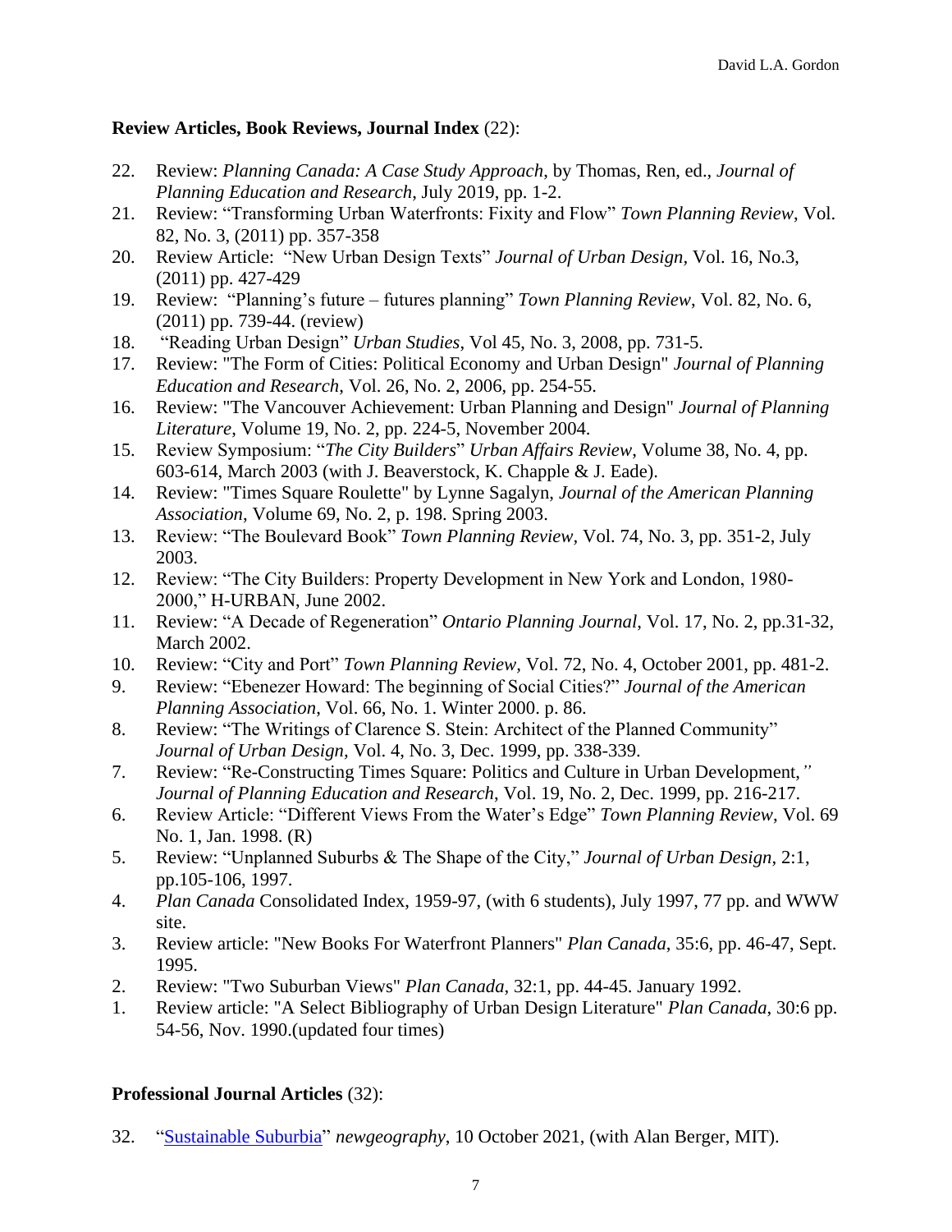**Review Articles, Book Reviews, Journal Index** (22):

22. Review: *Planning Canada: A Case Study Approach*, by Thomas, Ren, ed., *Journal of Planning Education and Research*, July 2019, pp. 1-2.
21. Review: "Transforming Urban Waterfronts: Fixity and Flow" *Town Planning Review*, Vol. 82, No. 3, (2011) pp. 357-358
20. Review Article: "New Urban Design Texts" *Journal of Urban Design*, Vol. 16, No.3, (2011) pp. 427-429
19. Review: "Planning's future – futures planning" *Town Planning Review*, Vol. 82, No. 6, (2011) pp. 739-44. (review)
18. "Reading Urban Design" *Urban Studies*, Vol 45, No. 3, 2008, pp. 731-5.
17. Review: "The Form of Cities: Political Economy and Urban Design" *Journal of Planning Education and Research*, Vol. 26, No. 2, 2006, pp. 254-55.
16. Review: "The Vancouver Achievement: Urban Planning and Design" *Journal of Planning Literature*, Volume 19, No. 2, pp. 224-5, November 2004.
15. Review Symposium: "*The City Builders*" *Urban Affairs Review*, Volume 38, No. 4, pp. 603-614, March 2003 (with J. Beaverstock, K. Chapple & J. Eade).
14. Review: "Times Square Roulette" by Lynne Sagalyn, *Journal of the American Planning Association*, Volume 69, No. 2, p. 198. Spring 2003.
13. Review: "The Boulevard Book" *Town Planning Review*, Vol. 74, No. 3, pp. 351-2, July 2003.
12. Review: "The City Builders: Property Development in New York and London, 1980-2000," H-URBAN, June 2002.
11. Review: "A Decade of Regeneration" *Ontario Planning Journal*, Vol. 17, No. 2, pp.31-32, March 2002.
10. Review: "City and Port" *Town Planning Review,* Vol. 72, No. 4, October 2001, pp. 481-2.
9. Review: "Ebenezer Howard: The beginning of Social Cities?" *Journal of the American Planning Association*, Vol. 66, No. 1. Winter 2000. p. 86.
8. Review: "The Writings of Clarence S. Stein: Architect of the Planned Community" *Journal of Urban Design*, Vol. 4, No. 3, Dec. 1999, pp. 338-339.
7. Review: "Re-Constructing Times Square: Politics and Culture in Urban Development," *Journal of Planning Education and Research*, Vol. 19, No. 2, Dec. 1999, pp. 216-217.
6. Review Article: "Different Views From the Water's Edge" *Town Planning Review*, Vol. 69 No. 1, Jan. 1998. (R)
5. Review: "Unplanned Suburbs & The Shape of the City," *Journal of Urban Design*, 2:1, pp.105-106, 1997.
4. *Plan Canada* Consolidated Index, 1959-97, (with 6 students), July 1997, 77 pp. and WWW site.
3. Review article: "New Books For Waterfront Planners" *Plan Canada*, 35:6, pp. 46-47, Sept. 1995.
2. Review: "Two Suburban Views" *Plan Canada*, 32:1, pp. 44-45. January 1992.
1. Review article: "A Select Bibliography of Urban Design Literature" *Plan Canada*, 30:6 pp. 54-56, Nov. 1990.(updated four times)

**Professional Journal Articles** (32):

32. "Sustainable Suburbia" *newgeography*, 10 October 2021, (with Alan Berger, MIT).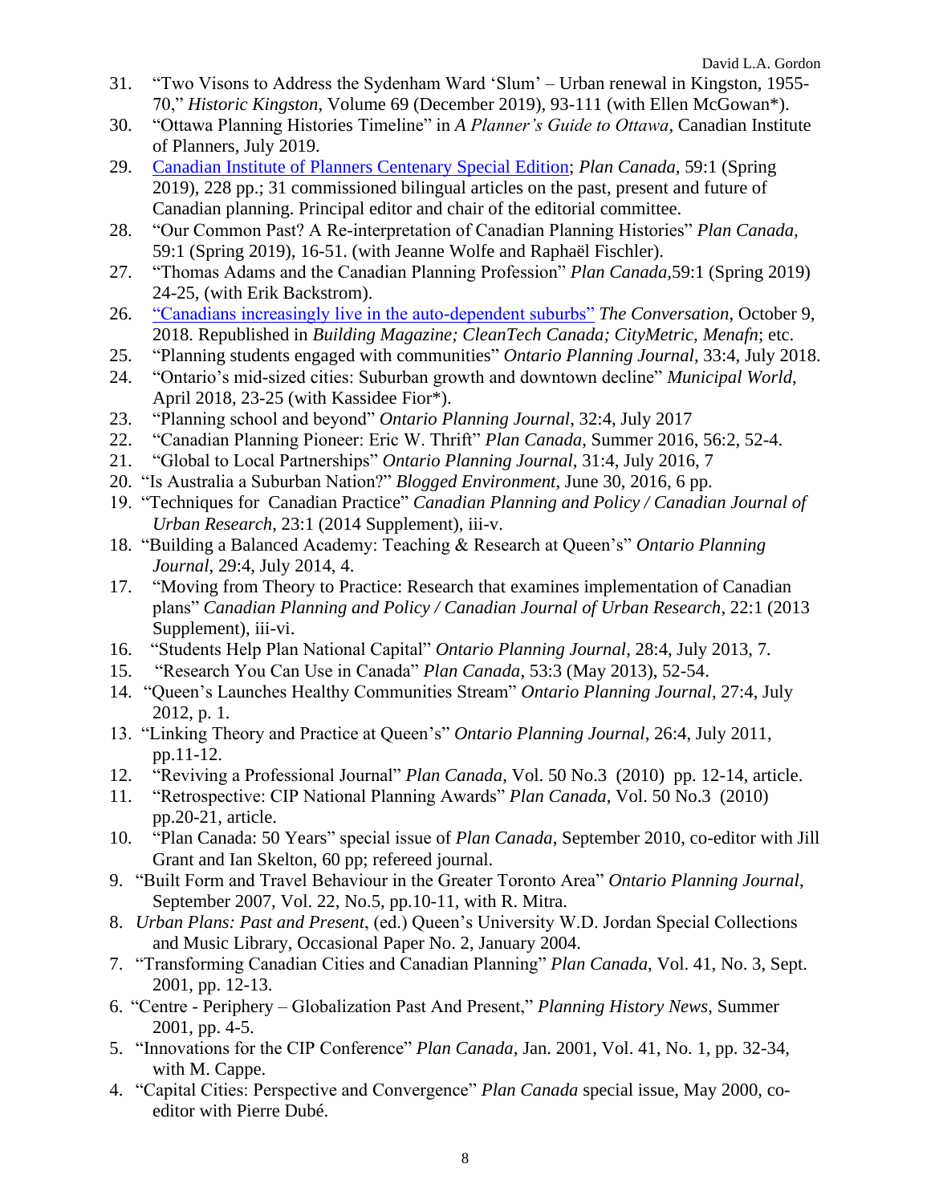31. "Two Visons to Address the Sydenham Ward 'Slum' – Urban renewal in Kingston, 1955-70," *Historic Kingston*, Volume 69 (December 2019), 93-111 (with Ellen McGowan*).
30. "Ottawa Planning Histories Timeline" in *A Planner's Guide to Ottawa*, Canadian Institute of Planners, July 2019.
29. Canadian Institute of Planners Centenary Special Edition; *Plan Canada*, 59:1 (Spring 2019), 228 pp.; 31 commissioned bilingual articles on the past, present and future of Canadian planning. Principal editor and chair of the editorial committee.
28. "Our Common Past? A Re-interpretation of Canadian Planning Histories" *Plan Canada*, 59:1 (Spring 2019), 16-51. (with Jeanne Wolfe and Raphaël Fischler).
27. "Thomas Adams and the Canadian Planning Profession" *Plan Canada*, 59:1 (Spring 2019) 24-25, (with Erik Backstrom).
26. "Canadians increasingly live in the auto-dependent suburbs" *The Conversation*, October 9, 2018. Republished in *Building Magazine; CleanTech Canada; CityMetric, Menafn*; etc.
25. "Planning students engaged with communities" *Ontario Planning Journal*, 33:4, July 2018.
24. "Ontario's mid-sized cities: Suburban growth and downtown decline" *Municipal World*, April 2018, 23-25 (with Kassidee Fior*).
23. "Planning school and beyond" *Ontario Planning Journal*, 32:4, July 2017
22. "Canadian Planning Pioneer: Eric W. Thrift" *Plan Canada*, Summer 2016, 56:2, 52-4.
21. "Global to Local Partnerships" *Ontario Planning Journal*, 31:4, July 2016, 7
20. "Is Australia a Suburban Nation?" *Blogged Environment*, June 30, 2016, 6 pp.
19. "Techniques for Canadian Practice" *Canadian Planning and Policy / Canadian Journal of Urban Research*, 23:1 (2014 Supplement), iii-v.
18. "Building a Balanced Academy: Teaching & Research at Queen's" *Ontario Planning Journal*, 29:4, July 2014, 4.
17. "Moving from Theory to Practice: Research that examines implementation of Canadian plans" *Canadian Planning and Policy / Canadian Journal of Urban Research*, 22:1 (2013 Supplement), iii-vi.
16. "Students Help Plan National Capital" *Ontario Planning Journal*, 28:4, July 2013, 7.
15. "Research You Can Use in Canada" *Plan Canada*, 53:3 (May 2013), 52-54.
14. "Queen's Launches Healthy Communities Stream" *Ontario Planning Journal*, 27:4, July 2012, p. 1.
13. "Linking Theory and Practice at Queen's" *Ontario Planning Journal*, 26:4, July 2011, pp.11-12.
12. "Reviving a Professional Journal" *Plan Canada*, Vol. 50 No.3 (2010) pp. 12-14, article.
11. "Retrospective: CIP National Planning Awards" *Plan Canada*, Vol. 50 No.3 (2010) pp.20-21, article.
10. "Plan Canada: 50 Years" special issue of *Plan Canada*, September 2010, co-editor with Jill Grant and Ian Skelton, 60 pp; refereed journal.
9. "Built Form and Travel Behaviour in the Greater Toronto Area" *Ontario Planning Journal*, September 2007, Vol. 22, No.5, pp.10-11, with R. Mitra.
8. *Urban Plans: Past and Present*, (ed.) Queen's University W.D. Jordan Special Collections and Music Library, Occasional Paper No. 2, January 2004.
7. "Transforming Canadian Cities and Canadian Planning" *Plan Canada*, Vol. 41, No. 3, Sept. 2001, pp. 12-13.
6. "Centre - Periphery – Globalization Past And Present," *Planning History News*, Summer 2001, pp. 4-5.
5. "Innovations for the CIP Conference" *Plan Canada*, Jan. 2001, Vol. 41, No. 1, pp. 32-34, with M. Cappe.
4. "Capital Cities: Perspective and Convergence" *Plan Canada* special issue, May 2000, co-editor with Pierre Dubé.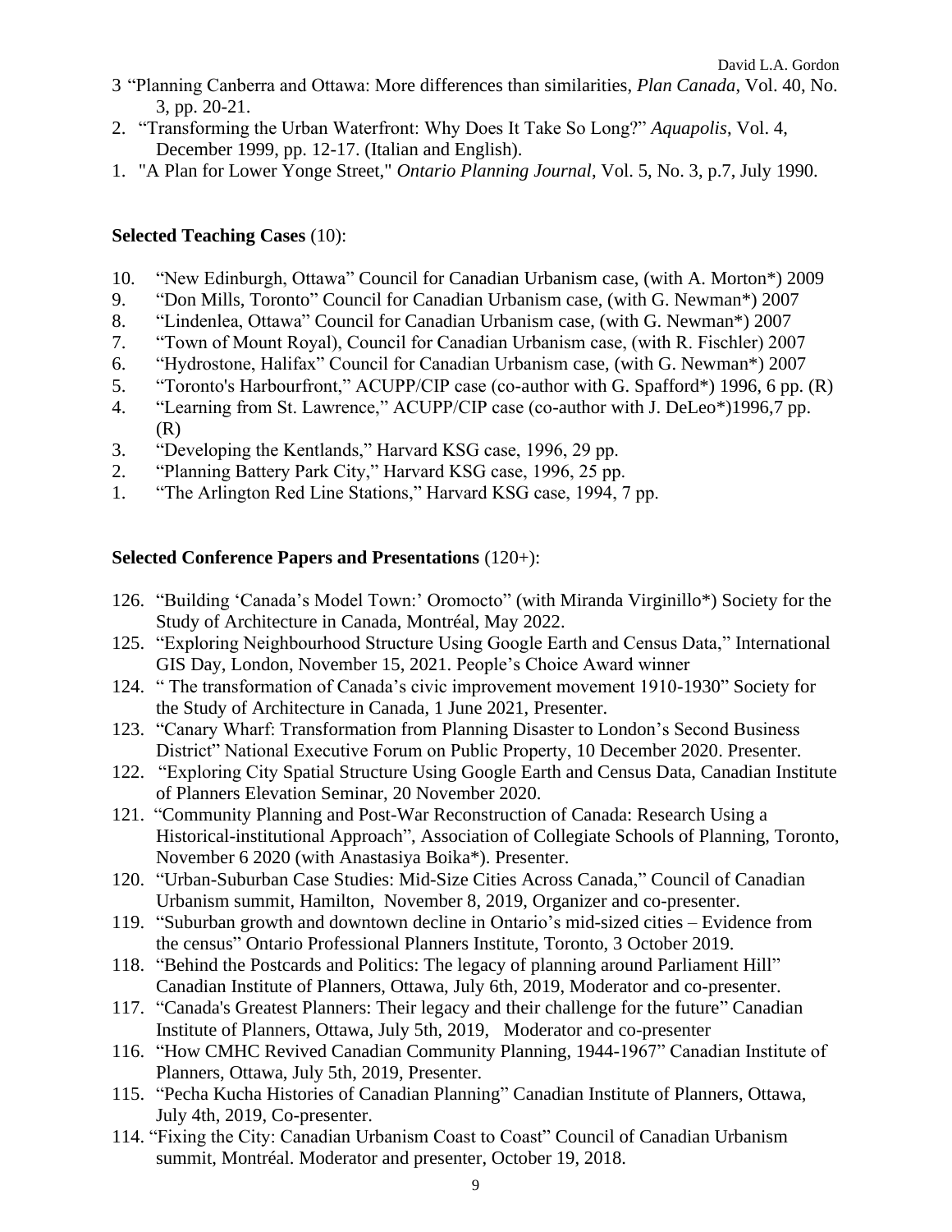3 "Planning Canberra and Ottawa: More differences than similarities, *Plan Canada*, Vol. 40, No. 3, pp. 20-21.

2. "Transforming the Urban Waterfront: Why Does It Take So Long?" *Aquapolis*, Vol. 4, December 1999, pp. 12-17. (Italian and English).

1. "A Plan for Lower Yonge Street," *Ontario Planning Journal*, Vol. 5, No. 3, p.7, July 1990.

**Selected Teaching Cases** (10):

10. "New Edinburgh, Ottawa" Council for Canadian Urbanism case, (with A. Morton*) 2009
9. "Don Mills, Toronto" Council for Canadian Urbanism case, (with G. Newman*) 2007
8. "Lindenlea, Ottawa" Council for Canadian Urbanism case, (with G. Newman*) 2007
7. "Town of Mount Royal), Council for Canadian Urbanism case, (with R. Fischler) 2007
6. "Hydrostone, Halifax" Council for Canadian Urbanism case, (with G. Newman*) 2007
5. "Toronto's Harbourfront," ACUPP/CIP case (co-author with G. Spafford*) 1996, 6 pp. (R)
4. "Learning from St. Lawrence," ACUPP/CIP case (co-author with J. DeLeo*)1996,7 pp. (R)
3. "Developing the Kentlands," Harvard KSG case, 1996, 29 pp.
2. "Planning Battery Park City," Harvard KSG case, 1996, 25 pp.
1. "The Arlington Red Line Stations," Harvard KSG case, 1994, 7 pp.

**Selected Conference Papers and Presentations** (120+):

126. "Building 'Canada's Model Town:' Oromocto" (with Miranda Virginillo*) Society for the Study of Architecture in Canada, Montréal, May 2022.
125. "Exploring Neighbourhood Structure Using Google Earth and Census Data," International GIS Day, London, November 15, 2021. People's Choice Award winner
124. " The transformation of Canada's civic improvement movement 1910-1930" Society for the Study of Architecture in Canada, 1 June 2021, Presenter.
123. "Canary Wharf: Transformation from Planning Disaster to London's Second Business District" National Executive Forum on Public Property, 10 December 2020. Presenter.
122. "Exploring City Spatial Structure Using Google Earth and Census Data, Canadian Institute of Planners Elevation Seminar, 20 November 2020.
121. "Community Planning and Post-War Reconstruction of Canada: Research Using a Historical-institutional Approach", Association of Collegiate Schools of Planning, Toronto, November 6 2020 (with Anastasiya Boika*). Presenter.
120. "Urban-Suburban Case Studies: Mid-Size Cities Across Canada," Council of Canadian Urbanism summit, Hamilton, November 8, 2019, Organizer and co-presenter.
119. "Suburban growth and downtown decline in Ontario's mid-sized cities – Evidence from the census" Ontario Professional Planners Institute, Toronto, 3 October 2019.
118. "Behind the Postcards and Politics: The legacy of planning around Parliament Hill" Canadian Institute of Planners, Ottawa, July 6th, 2019, Moderator and co-presenter.
117. "Canada's Greatest Planners: Their legacy and their challenge for the future" Canadian Institute of Planners, Ottawa, July 5th, 2019, Moderator and co-presenter
116. "How CMHC Revived Canadian Community Planning, 1944-1967" Canadian Institute of Planners, Ottawa, July 5th, 2019, Presenter.
115. "Pecha Kucha Histories of Canadian Planning" Canadian Institute of Planners, Ottawa, July 4th, 2019, Co-presenter.
114. "Fixing the City: Canadian Urbanism Coast to Coast" Council of Canadian Urbanism summit, Montréal. Moderator and presenter, October 19, 2018.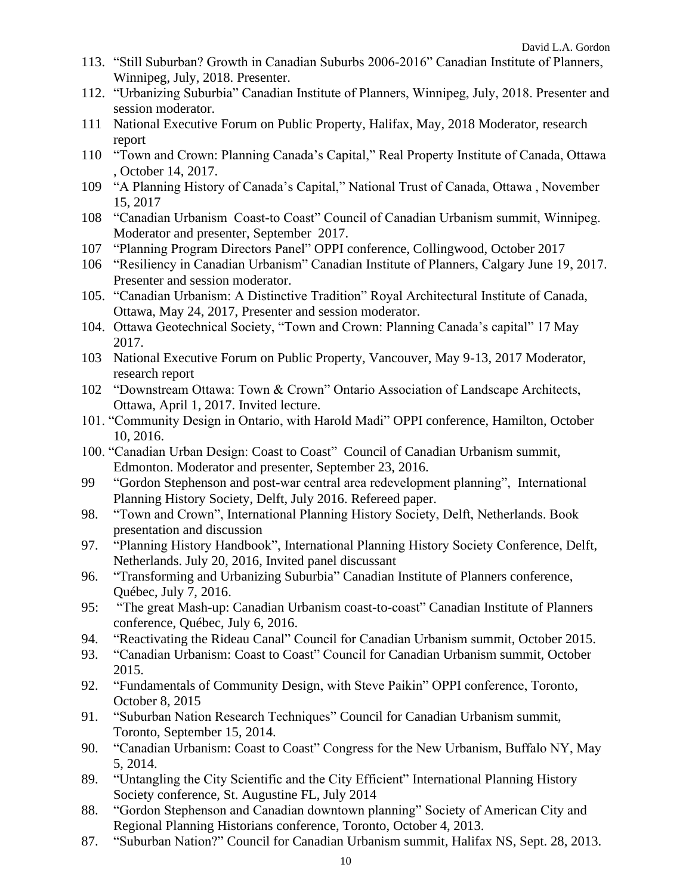113. "Still Suburban? Growth in Canadian Suburbs 2006-2016" Canadian Institute of Planners, Winnipeg, July, 2018. Presenter.
112. "Urbanizing Suburbia" Canadian Institute of Planners, Winnipeg, July, 2018. Presenter and session moderator.
111 National Executive Forum on Public Property, Halifax, May, 2018 Moderator, research report
110 "Town and Crown: Planning Canada's Capital," Real Property Institute of Canada, Ottawa , October 14, 2017.
109 "A Planning History of Canada's Capital," National Trust of Canada, Ottawa , November 15, 2017
108 "Canadian Urbanism Coast-to Coast" Council of Canadian Urbanism summit, Winnipeg. Moderator and presenter, September 2017.
107 "Planning Program Directors Panel" OPPI conference, Collingwood, October 2017
106 "Resiliency in Canadian Urbanism" Canadian Institute of Planners, Calgary June 19, 2017. Presenter and session moderator.
105. "Canadian Urbanism: A Distinctive Tradition" Royal Architectural Institute of Canada, Ottawa, May 24, 2017, Presenter and session moderator.
104. Ottawa Geotechnical Society, "Town and Crown: Planning Canada's capital" 17 May 2017.
103 National Executive Forum on Public Property, Vancouver, May 9-13, 2017 Moderator, research report
102 "Downstream Ottawa: Town & Crown" Ontario Association of Landscape Architects, Ottawa, April 1, 2017. Invited lecture.
101. "Community Design in Ontario, with Harold Madi" OPPI conference, Hamilton, October 10, 2016.
100. "Canadian Urban Design: Coast to Coast" Council of Canadian Urbanism summit, Edmonton. Moderator and presenter, September 23, 2016.
99 "Gordon Stephenson and post-war central area redevelopment planning", International Planning History Society, Delft, July 2016. Refereed paper.
98. "Town and Crown", International Planning History Society, Delft, Netherlands. Book presentation and discussion
97. "Planning History Handbook", International Planning History Society Conference, Delft, Netherlands. July 20, 2016, Invited panel discussant
96. "Transforming and Urbanizing Suburbia" Canadian Institute of Planners conference, Québec, July 7, 2016.
95: "The great Mash-up: Canadian Urbanism coast-to-coast" Canadian Institute of Planners conference, Québec, July 6, 2016.
94. "Reactivating the Rideau Canal" Council for Canadian Urbanism summit, October 2015.
93. "Canadian Urbanism: Coast to Coast" Council for Canadian Urbanism summit, October 2015.
92. "Fundamentals of Community Design, with Steve Paikin" OPPI conference, Toronto, October 8, 2015
91. "Suburban Nation Research Techniques" Council for Canadian Urbanism summit, Toronto, September 15, 2014.
90. "Canadian Urbanism: Coast to Coast" Congress for the New Urbanism, Buffalo NY, May 5, 2014.
89. "Untangling the City Scientific and the City Efficient" International Planning History Society conference, St. Augustine FL, July 2014
88. "Gordon Stephenson and Canadian downtown planning" Society of American City and Regional Planning Historians conference, Toronto, October 4, 2013.
87. "Suburban Nation?" Council for Canadian Urbanism summit, Halifax NS, Sept. 28, 2013.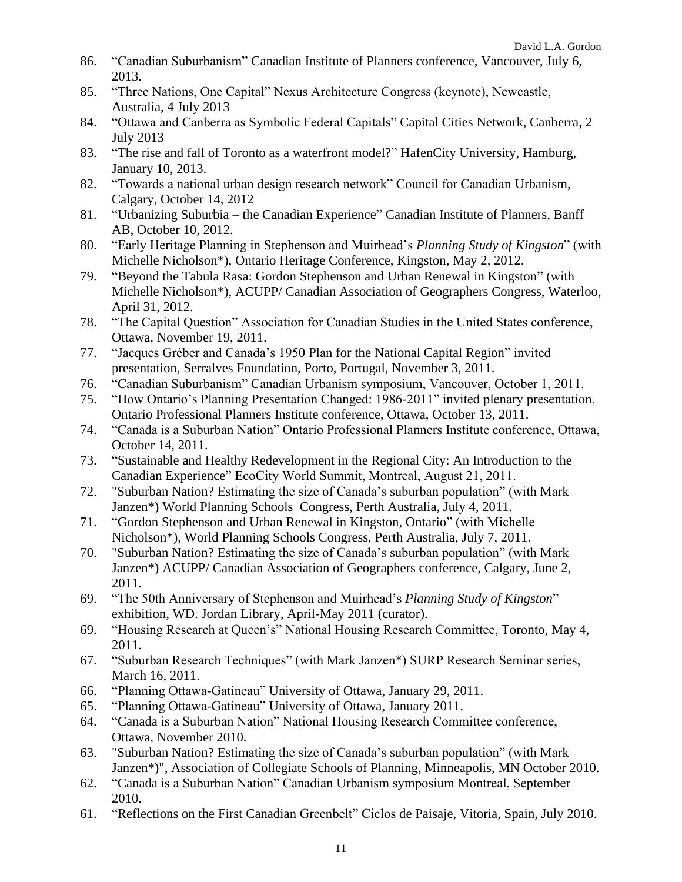86. "Canadian Suburbanism" Canadian Institute of Planners conference, Vancouver, July 6, 2013.
85. "Three Nations, One Capital" Nexus Architecture Congress (keynote), Newcastle, Australia, 4 July 2013
84. "Ottawa and Canberra as Symbolic Federal Capitals" Capital Cities Network, Canberra, 2 July 2013
83. "The rise and fall of Toronto as a waterfront model?" HafenCity University, Hamburg, January 10, 2013.
82. "Towards a national urban design research network" Council for Canadian Urbanism, Calgary, October 14, 2012
81. "Urbanizing Suburbia – the Canadian Experience" Canadian Institute of Planners, Banff AB, October 10, 2012.
80. "Early Heritage Planning in Stephenson and Muirhead's *Planning Study of Kingston*" (with Michelle Nicholson*), Ontario Heritage Conference, Kingston, May 2, 2012.
79. "Beyond the Tabula Rasa: Gordon Stephenson and Urban Renewal in Kingston" (with Michelle Nicholson*), ACUPP/ Canadian Association of Geographers Congress, Waterloo, April 31, 2012.
78. "The Capital Question" Association for Canadian Studies in the United States conference, Ottawa, November 19, 2011.
77. "Jacques Gréber and Canada's 1950 Plan for the National Capital Region" invited presentation, Serralves Foundation, Porto, Portugal, November 3, 2011.
76. "Canadian Suburbanism" Canadian Urbanism symposium, Vancouver, October 1, 2011.
75. "How Ontario's Planning Presentation Changed: 1986-2011" invited plenary presentation, Ontario Professional Planners Institute conference, Ottawa, October 13, 2011.
74. "Canada is a Suburban Nation" Ontario Professional Planners Institute conference, Ottawa, October 14, 2011.
73. "Sustainable and Healthy Redevelopment in the Regional City: An Introduction to the Canadian Experience" EcoCity World Summit, Montreal, August 21, 2011.
72. "Suburban Nation? Estimating the size of Canada's suburban population" (with Mark Janzen*) World Planning Schools Congress, Perth Australia, July 4, 2011.
71. "Gordon Stephenson and Urban Renewal in Kingston, Ontario" (with Michelle Nicholson*), World Planning Schools Congress, Perth Australia, July 7, 2011.
70. "Suburban Nation? Estimating the size of Canada's suburban population" (with Mark Janzen*) ACUPP/ Canadian Association of Geographers conference, Calgary, June 2, 2011.
69. "The 50th Anniversary of Stephenson and Muirhead's *Planning Study of Kingston*" exhibition, WD. Jordan Library, April-May 2011 (curator).
69. "Housing Research at Queen's" National Housing Research Committee, Toronto, May 4, 2011.
67. "Suburban Research Techniques" (with Mark Janzen*) SURP Research Seminar series, March 16, 2011.
66. "Planning Ottawa-Gatineau" University of Ottawa, January 29, 2011.
65. "Planning Ottawa-Gatineau" University of Ottawa, January 2011.
64. "Canada is a Suburban Nation" National Housing Research Committee conference, Ottawa, November 2010.
63. "Suburban Nation? Estimating the size of Canada's suburban population" (with Mark Janzen*)", Association of Collegiate Schools of Planning, Minneapolis, MN October 2010.
62. "Canada is a Suburban Nation" Canadian Urbanism symposium Montreal, September 2010.
61. "Reflections on the First Canadian Greenbelt" Ciclos de Paisaje, Vitoria, Spain, July 2010.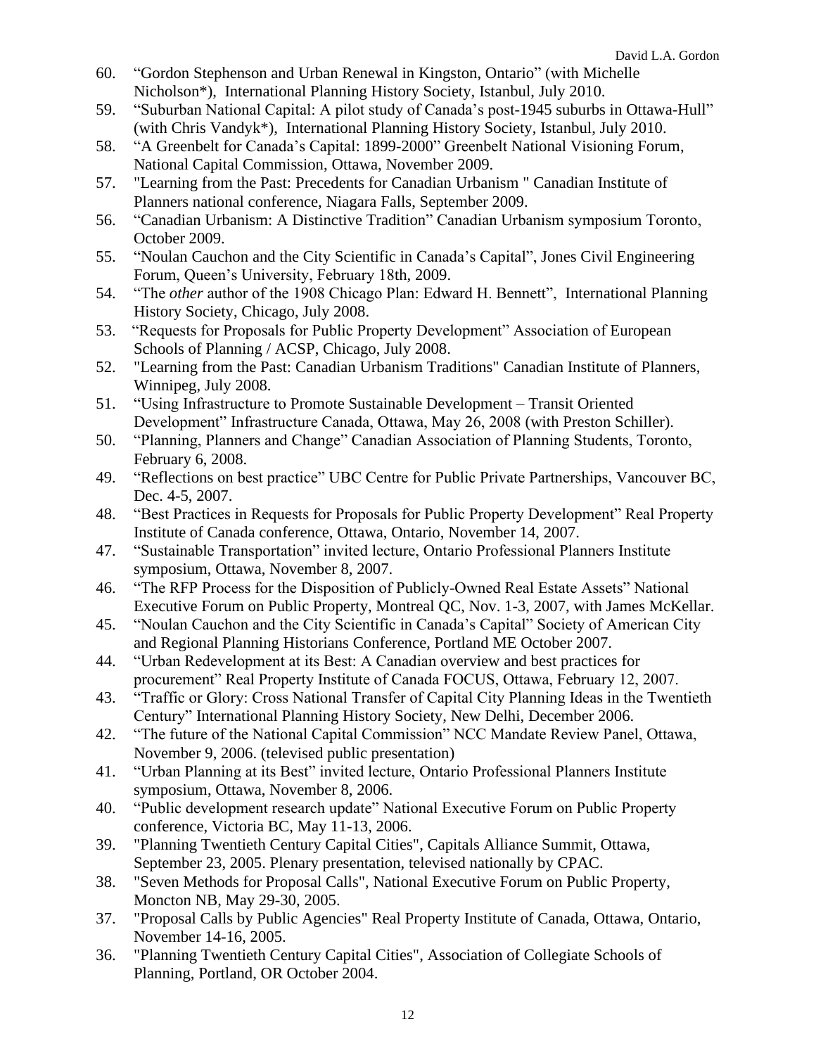60. "Gordon Stephenson and Urban Renewal in Kingston, Ontario" (with Michelle Nicholson*), International Planning History Society, Istanbul, July 2010.
59. "Suburban National Capital: A pilot study of Canada's post-1945 suburbs in Ottawa-Hull" (with Chris Vandyk*), International Planning History Society, Istanbul, July 2010.
58. "A Greenbelt for Canada's Capital: 1899-2000" Greenbelt National Visioning Forum, National Capital Commission, Ottawa, November 2009.
57. "Learning from the Past: Precedents for Canadian Urbanism " Canadian Institute of Planners national conference, Niagara Falls, September 2009.
56. "Canadian Urbanism: A Distinctive Tradition" Canadian Urbanism symposium Toronto, October 2009.
55. "Noulan Cauchon and the City Scientific in Canada's Capital", Jones Civil Engineering Forum, Queen's University, February 18th, 2009.
54. "The *other* author of the 1908 Chicago Plan: Edward H. Bennett", International Planning History Society, Chicago, July 2008.
53. "Requests for Proposals for Public Property Development" Association of European Schools of Planning / ACSP, Chicago, July 2008.
52. "Learning from the Past: Canadian Urbanism Traditions" Canadian Institute of Planners, Winnipeg, July 2008.
51. "Using Infrastructure to Promote Sustainable Development – Transit Oriented Development" Infrastructure Canada, Ottawa, May 26, 2008 (with Preston Schiller).
50. "Planning, Planners and Change" Canadian Association of Planning Students, Toronto, February 6, 2008.
49. "Reflections on best practice" UBC Centre for Public Private Partnerships, Vancouver BC, Dec. 4-5, 2007.
48. "Best Practices in Requests for Proposals for Public Property Development" Real Property Institute of Canada conference, Ottawa, Ontario, November 14, 2007.
47. "Sustainable Transportation" invited lecture, Ontario Professional Planners Institute symposium, Ottawa, November 8, 2007.
46. "The RFP Process for the Disposition of Publicly-Owned Real Estate Assets" National Executive Forum on Public Property, Montreal QC, Nov. 1-3, 2007, with James McKellar.
45. "Noulan Cauchon and the City Scientific in Canada's Capital" Society of American City and Regional Planning Historians Conference, Portland ME October 2007.
44. "Urban Redevelopment at its Best: A Canadian overview and best practices for procurement" Real Property Institute of Canada FOCUS, Ottawa, February 12, 2007.
43. "Traffic or Glory: Cross National Transfer of Capital City Planning Ideas in the Twentieth Century" International Planning History Society, New Delhi, December 2006.
42. "The future of the National Capital Commission" NCC Mandate Review Panel, Ottawa, November 9, 2006. (televised public presentation)
41. "Urban Planning at its Best" invited lecture, Ontario Professional Planners Institute symposium, Ottawa, November 8, 2006.
40. "Public development research update" National Executive Forum on Public Property conference, Victoria BC, May 11-13, 2006.
39. "Planning Twentieth Century Capital Cities", Capitals Alliance Summit, Ottawa, September 23, 2005. Plenary presentation, televised nationally by CPAC.
38. "Seven Methods for Proposal Calls", National Executive Forum on Public Property, Moncton NB, May 29-30, 2005.
37. "Proposal Calls by Public Agencies" Real Property Institute of Canada, Ottawa, Ontario, November 14-16, 2005.
36. "Planning Twentieth Century Capital Cities", Association of Collegiate Schools of Planning, Portland, OR October 2004.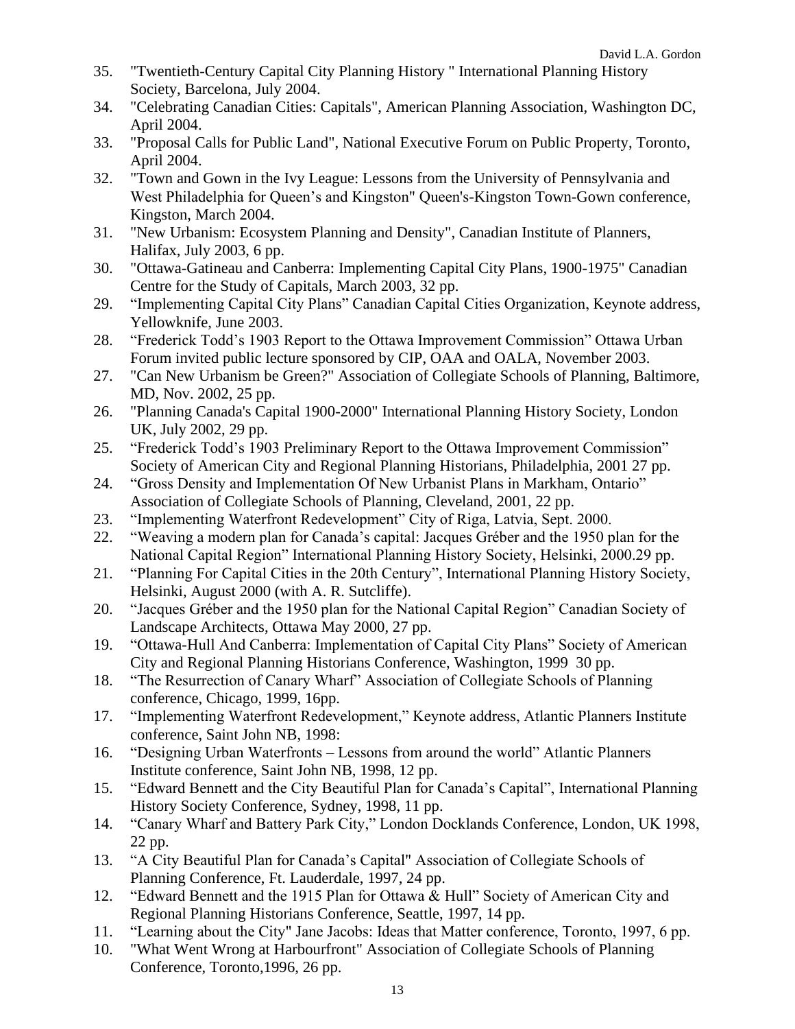35. "Twentieth-Century Capital City Planning History " International Planning History Society, Barcelona, July 2004.
34. "Celebrating Canadian Cities: Capitals", American Planning Association, Washington DC, April 2004.
33. "Proposal Calls for Public Land", National Executive Forum on Public Property, Toronto, April 2004.
32. "Town and Gown in the Ivy League: Lessons from the University of Pennsylvania and West Philadelphia for Queen's and Kingston" Queen's-Kingston Town-Gown conference, Kingston, March 2004.
31. "New Urbanism: Ecosystem Planning and Density", Canadian Institute of Planners, Halifax, July 2003, 6 pp.
30. "Ottawa-Gatineau and Canberra: Implementing Capital City Plans, 1900-1975" Canadian Centre for the Study of Capitals, March 2003, 32 pp.
29. "Implementing Capital City Plans" Canadian Capital Cities Organization, Keynote address, Yellowknife, June 2003.
28. "Frederick Todd's 1903 Report to the Ottawa Improvement Commission" Ottawa Urban Forum invited public lecture sponsored by CIP, OAA and OALA, November 2003.
27. "Can New Urbanism be Green?" Association of Collegiate Schools of Planning, Baltimore, MD, Nov. 2002, 25 pp.
26. "Planning Canada's Capital 1900-2000" International Planning History Society, London UK, July 2002, 29 pp.
25. "Frederick Todd's 1903 Preliminary Report to the Ottawa Improvement Commission" Society of American City and Regional Planning Historians, Philadelphia, 2001 27 pp.
24. "Gross Density and Implementation Of New Urbanist Plans in Markham, Ontario" Association of Collegiate Schools of Planning, Cleveland, 2001, 22 pp.
23. "Implementing Waterfront Redevelopment" City of Riga, Latvia, Sept. 2000.
22. "Weaving a modern plan for Canada's capital: Jacques Gréber and the 1950 plan for the National Capital Region" International Planning History Society, Helsinki, 2000.29 pp.
21. "Planning For Capital Cities in the 20th Century", International Planning History Society, Helsinki, August 2000 (with A. R. Sutcliffe).
20. "Jacques Gréber and the 1950 plan for the National Capital Region" Canadian Society of Landscape Architects, Ottawa May 2000, 27 pp.
19. "Ottawa-Hull And Canberra: Implementation of Capital City Plans" Society of American City and Regional Planning Historians Conference, Washington, 1999 30 pp.
18. "The Resurrection of Canary Wharf" Association of Collegiate Schools of Planning conference, Chicago, 1999, 16pp.
17. "Implementing Waterfront Redevelopment," Keynote address, Atlantic Planners Institute conference, Saint John NB, 1998:
16. "Designing Urban Waterfronts – Lessons from around the world" Atlantic Planners Institute conference, Saint John NB, 1998, 12 pp.
15. "Edward Bennett and the City Beautiful Plan for Canada's Capital", International Planning History Society Conference, Sydney, 1998, 11 pp.
14. "Canary Wharf and Battery Park City," London Docklands Conference, London, UK 1998, 22 pp.
13. "A City Beautiful Plan for Canada's Capital" Association of Collegiate Schools of Planning Conference, Ft. Lauderdale, 1997, 24 pp.
12. "Edward Bennett and the 1915 Plan for Ottawa & Hull" Society of American City and Regional Planning Historians Conference, Seattle, 1997, 14 pp.
11. "Learning about the City" Jane Jacobs: Ideas that Matter conference, Toronto, 1997, 6 pp.
10. "What Went Wrong at Harbourfront" Association of Collegiate Schools of Planning Conference, Toronto,1996, 26 pp.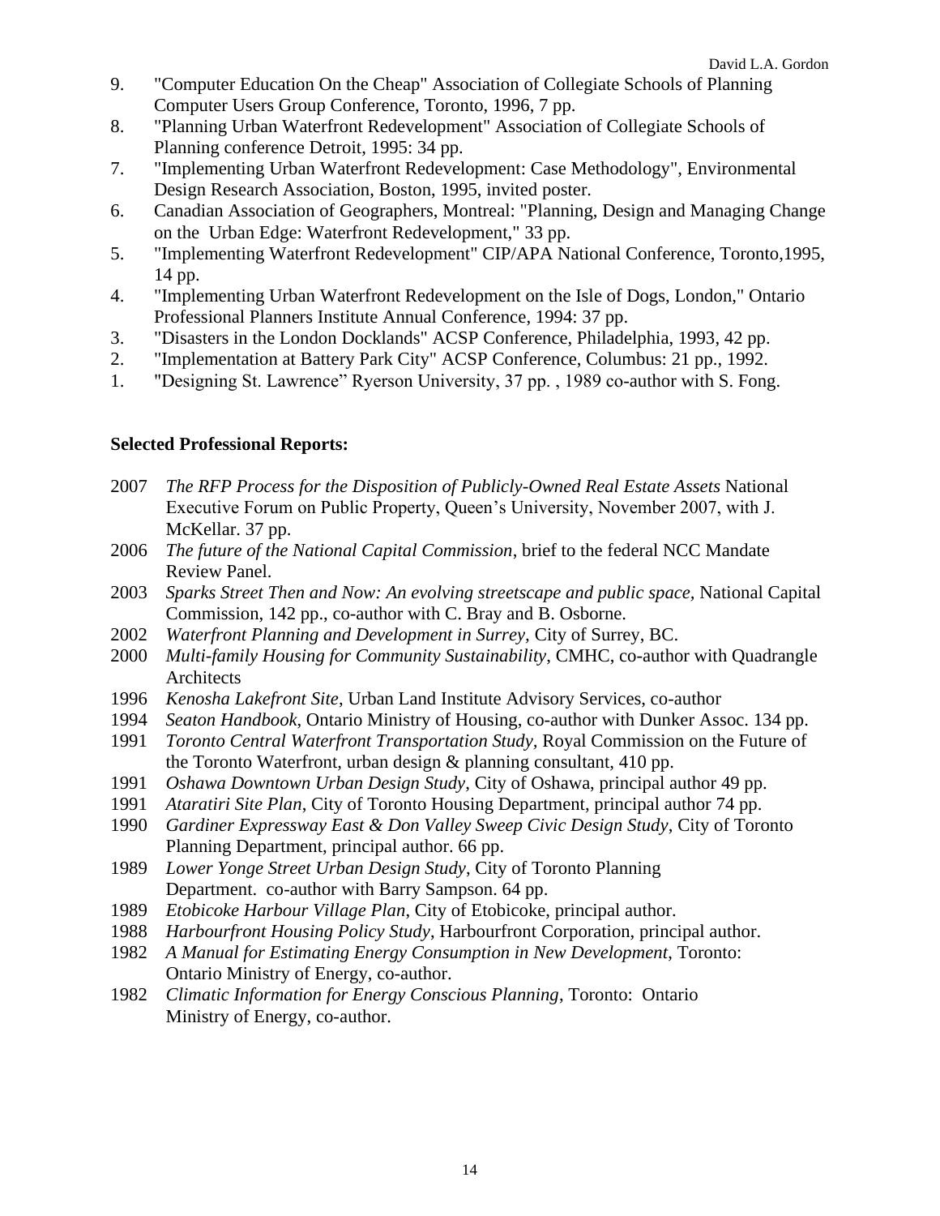9. "Computer Education On the Cheap" Association of Collegiate Schools of Planning Computer Users Group Conference, Toronto, 1996, 7 pp.
8. "Planning Urban Waterfront Redevelopment" Association of Collegiate Schools of Planning conference Detroit, 1995: 34 pp.
7. "Implementing Urban Waterfront Redevelopment: Case Methodology", Environmental Design Research Association, Boston, 1995, invited poster.
6. Canadian Association of Geographers, Montreal: "Planning, Design and Managing Change on the Urban Edge: Waterfront Redevelopment," 33 pp.
5. "Implementing Waterfront Redevelopment" CIP/APA National Conference, Toronto,1995, 14 pp.
4. "Implementing Urban Waterfront Redevelopment on the Isle of Dogs, London," Ontario Professional Planners Institute Annual Conference, 1994: 37 pp.
3. "Disasters in the London Docklands" ACSP Conference, Philadelphia, 1993, 42 pp.
2. "Implementation at Battery Park City" ACSP Conference, Columbus: 21 pp., 1992.
1. "Designing St. Lawrence" Ryerson University, 37 pp. , 1989 co-author with S. Fong.

**Selected Professional Reports:**

2007 *The RFP Process for the Disposition of Publicly-Owned Real Estate Assets* National Executive Forum on Public Property, Queen's University, November 2007, with J. McKellar. 37 pp.

2006 *The future of the National Capital Commission*, brief to the federal NCC Mandate Review Panel.

2003 *Sparks Street Then and Now: An evolving streetscape and public space,* National Capital Commission, 142 pp., co-author with C. Bray and B. Osborne.

2002 *Waterfront Planning and Development in Surrey*, City of Surrey, BC.

2000 *Multi-family Housing for Community Sustainability*, CMHC, co-author with Quadrangle Architects

1996 *Kenosha Lakefront Site*, Urban Land Institute Advisory Services, co-author

1994 *Seaton Handbook*, Ontario Ministry of Housing, co-author with Dunker Assoc. 134 pp.

1991 *Toronto Central Waterfront Transportation Study,* Royal Commission on the Future of the Toronto Waterfront, urban design & planning consultant, 410 pp.

1991 *Oshawa Downtown Urban Design Study*, City of Oshawa, principal author 49 pp.

1991 *Ataratiri Site Plan*, City of Toronto Housing Department, principal author 74 pp.

1990 *Gardiner Expressway East & Don Valley Sweep Civic Design Study*, City of Toronto Planning Department, principal author. 66 pp.

1989 *Lower Yonge Street Urban Design Study*, City of Toronto Planning Department. co-author with Barry Sampson. 64 pp.

1989 *Etobicoke Harbour Village Plan*, City of Etobicoke, principal author.

1988 *Harbourfront Housing Policy Study*, Harbourfront Corporation, principal author.

1982 *A Manual for Estimating Energy Consumption in New Development*, Toronto: Ontario Ministry of Energy, co-author.

1982 *Climatic Information for Energy Conscious Planning*, Toronto: Ontario Ministry of Energy, co-author.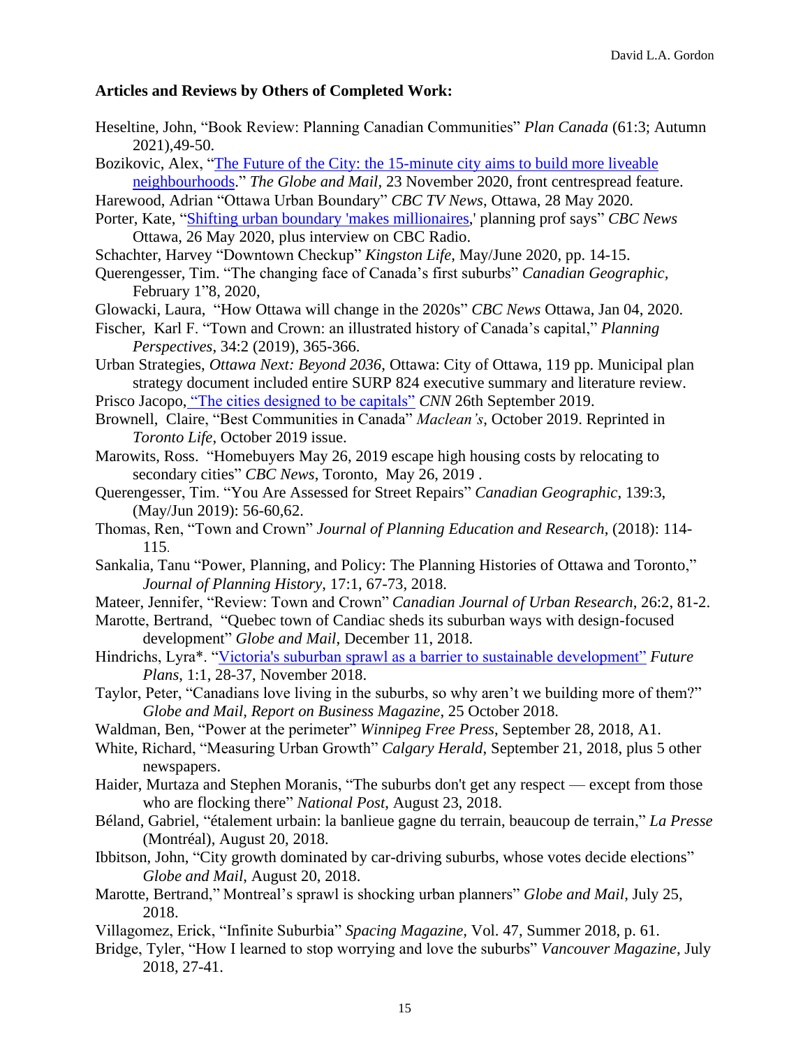## Articles and Reviews by Others of Completed Work:

Heseltine, John, "Book Review: Planning Canadian Communities" *Plan Canada* (61:3; Autumn 2021),49-50.

Bozikovic, Alex, "The Future of the City: the 15-minute city aims to build more liveable neighbourhoods." *The Globe and Mail*, 23 November 2020, front centrespread feature.

Harewood, Adrian "Ottawa Urban Boundary" *CBC TV News*, Ottawa, 28 May 2020.

Porter, Kate, "Shifting urban boundary 'makes millionaires,' planning prof says" *CBC News* Ottawa, 26 May 2020, plus interview on CBC Radio.

Schachter, Harvey "Downtown Checkup" *Kingston Life*, May/June 2020, pp. 14-15.

Querengesser, Tim. "The changing face of Canada's first suburbs" *Canadian Geographic*, February 1"8, 2020,

Glowacki, Laura, "How Ottawa will change in the 2020s" *CBC News* Ottawa, Jan 04, 2020.

Fischer, Karl F. "Town and Crown: an illustrated history of Canada's capital," *Planning Perspectives*, 34:2 (2019), 365-366.

Urban Strategies, *Ottawa Next: Beyond 2036*, Ottawa: City of Ottawa, 119 pp. Municipal plan strategy document included entire SURP 824 executive summary and literature review.

Prisco Jacopo, "The cities designed to be capitals" *CNN* 26th September 2019.

Brownell, Claire, "Best Communities in Canada" *Maclean's*, October 2019. Reprinted in *Toronto Life*, October 2019 issue.

Marowits, Ross. "Homebuyers May 26, 2019 escape high housing costs by relocating to secondary cities" *CBC News*, Toronto, May 26, 2019 .

Querengesser, Tim. "You Are Assessed for Street Repairs" *Canadian Geographic*, 139:3, (May/Jun 2019): 56-60,62.

Thomas, Ren, "Town and Crown" *Journal of Planning Education and Research*, (2018): 114-115.

Sankalia, Tanu "Power, Planning, and Policy: The Planning Histories of Ottawa and Toronto," *Journal of Planning History*, 17:1, 67-73, 2018.

Mateer, Jennifer, "Review: Town and Crown" *Canadian Journal of Urban Research*, 26:2, 81-2.

Marotte, Bertrand, "Quebec town of Candiac sheds its suburban ways with design-focused development" *Globe and Mail*, December 11, 2018.

Hindrichs, Lyra*. "Victoria's suburban sprawl as a barrier to sustainable development" *Future Plans*, 1:1, 28-37, November 2018.

Taylor, Peter, "Canadians love living in the suburbs, so why aren't we building more of them?" *Globe and Mail, Report on Business Magazine*, 25 October 2018.

Waldman, Ben, "Power at the perimeter" *Winnipeg Free Press*, September 28, 2018, A1.

White, Richard, "Measuring Urban Growth" *Calgary Herald*, September 21, 2018, plus 5 other newspapers.

Haider, Murtaza and Stephen Moranis, "The suburbs don't get any respect — except from those who are flocking there" *National Post*, August 23, 2018.

Béland, Gabriel, "étalement urbain: la banlieue gagne du terrain, beaucoup de terrain," *La Presse* (Montréal), August 20, 2018.

Ibbitson, John, "City growth dominated by car-driving suburbs, whose votes decide elections" *Globe and Mail*, August 20, 2018.

Marotte, Bertrand," Montreal's sprawl is shocking urban planners" *Globe and Mail*, July 25, 2018.

Villagomez, Erick, "Infinite Suburbia" *Spacing Magazine*, Vol. 47, Summer 2018, p. 61.

Bridge, Tyler, "How I learned to stop worrying and love the suburbs" *Vancouver Magazine*, July 2018, 27-41.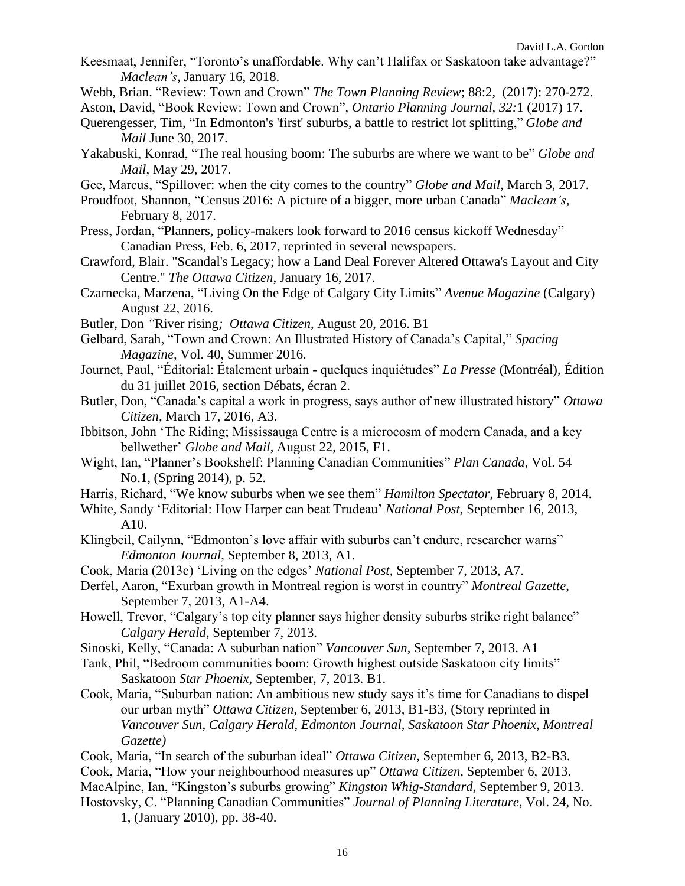Keesmaat, Jennifer, “Toronto’s unaffordable. Why can’t Halifax or Saskatoon take advantage?” *Maclean’s*, January 16, 2018.

Webb, Brian. “Review: Town and Crown” *The Town Planning Review*; 88:2, (2017): 270-272.

Aston, David, “Book Review: Town and Crown”, *Ontario Planning Journal, 32:*1 (2017) 17.

Querengesser, Tim, “In Edmonton's 'first' suburbs, a battle to restrict lot splitting,” *Globe and Mail* June 30, 2017.

Yakabuski, Konrad, “The real housing boom: The suburbs are where we want to be” *Globe and Mail*, May 29, 2017.

Gee, Marcus, “Spillover: when the city comes to the country” *Globe and Mail*, March 3, 2017.

Proudfoot, Shannon, “Census 2016: A picture of a bigger, more urban Canada” *Maclean’s*, February 8, 2017.

Press, Jordan, “Planners, policy-makers look forward to 2016 census kickoff Wednesday” Canadian Press, Feb. 6, 2017, reprinted in several newspapers.

Crawford, Blair. "Scandal's Legacy; how a Land Deal Forever Altered Ottawa's Layout and City Centre." *The Ottawa Citizen*, January 16, 2017.

Czarnecka, Marzena, “Living On the Edge of Calgary City Limits” *Avenue Magazine* (Calgary) August 22, 2016.

Butler, Don *“*River rising*; Ottawa Citizen*, August 20, 2016. B1

Gelbard, Sarah, “Town and Crown: An Illustrated History of Canada’s Capital,” *Spacing Magazine,* Vol. 40, Summer 2016.

Journet, Paul, “Éditorial: Étalement urbain - quelques inquiétudes” *La Presse* (Montréal), Édition du 31 juillet 2016, section Débats, écran 2.

Butler, Don, “Canada’s capital a work in progress, says author of new illustrated history” *Ottawa Citizen*, March 17, 2016, A3.

Ibbitson, John ‘The Riding; Mississauga Centre is a microcosm of modern Canada, and a key bellwether’ *Globe and Mail*, August 22, 2015, F1.

Wight, Ian, “Planner’s Bookshelf: Planning Canadian Communities” *Plan Canada*, Vol. 54 No.1, (Spring 2014), p. 52.

Harris, Richard, “We know suburbs when we see them” *Hamilton Spectator*, February 8, 2014.

White, Sandy ‘Editorial: How Harper can beat Trudeau’ *National Post*, September 16, 2013, A10.

Klingbeil, Cailynn, “Edmonton’s love affair with suburbs can’t endure, researcher warns” *Edmonton Journal*, September 8, 2013, A1.

Cook, Maria (2013c) ‘Living on the edges’ *National Post*, September 7, 2013, A7.

Derfel, Aaron, “Exurban growth in Montreal region is worst in country” *Montreal Gazette*, September 7, 2013, A1-A4.

Howell, Trevor, “Calgary’s top city planner says higher density suburbs strike right balance” *Calgary Herald,* September 7, 2013.

Sinoski, Kelly, “Canada: A suburban nation” *Vancouver Sun*, September 7, 2013. A1

Tank, Phil, “Bedroom communities boom: Growth highest outside Saskatoon city limits” Saskatoon *Star Phoenix*, September, 7, 2013. B1.

Cook, Maria, “Suburban nation: An ambitious new study says it’s time for Canadians to dispel our urban myth” *Ottawa Citizen*, September 6, 2013, B1-B3, (Story reprinted in *Vancouver Sun, Calgary Herald*, *Edmonton Journal*, *Saskatoon Star Phoenix, Montreal Gazette)*

Cook, Maria, “In search of the suburban ideal” *Ottawa Citizen*, September 6, 2013, B2-B3.

Cook, Maria, “How your neighbourhood measures up” *Ottawa Citizen*, September 6, 2013.

MacAlpine, Ian, “Kingston’s suburbs growing” *Kingston Whig-Standard*, September 9, 2013.

Hostovsky, C. “Planning Canadian Communities” *Journal of Planning Literature*, Vol. 24, No. 1, (January 2010), pp. 38-40.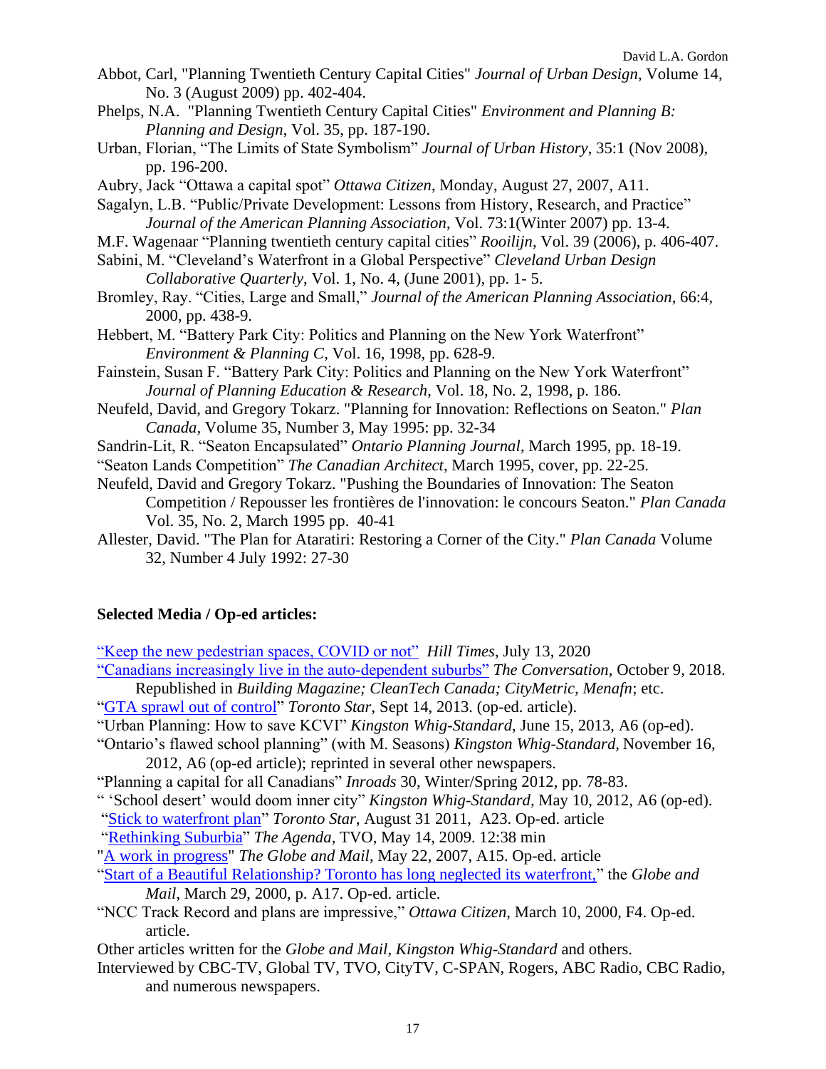Abbot, Carl, "Planning Twentieth Century Capital Cities" *Journal of Urban Design*, Volume 14, No. 3 (August 2009) pp. 402-404.

Phelps, N.A. "Planning Twentieth Century Capital Cities" *Environment and Planning B: Planning and Design*, Vol. 35, pp. 187-190.

Urban, Florian, "The Limits of State Symbolism" *Journal of Urban History*, 35:1 (Nov 2008), pp. 196-200.

Aubry, Jack "Ottawa a capital spot" *Ottawa Citizen*, Monday, August 27, 2007, A11.

Sagalyn, L.B. "Public/Private Development: Lessons from History, Research, and Practice" *Journal of the American Planning Association*, Vol. 73:1(Winter 2007) pp. 13-4.

M.F. Wagenaar "Planning twentieth century capital cities" *Rooilijn*, Vol. 39 (2006), p. 406-407.

Sabini, M. "Cleveland's Waterfront in a Global Perspective" *Cleveland Urban Design Collaborative Quarterly*, Vol. 1, No. 4, (June 2001), pp. 1- 5.

Bromley, Ray. "Cities, Large and Small," *Journal of the American Planning Association*, 66:4, 2000, pp. 438-9.

Hebbert, M. "Battery Park City: Politics and Planning on the New York Waterfront" *Environment & Planning C*, Vol. 16, 1998, pp. 628-9.

Fainstein, Susan F. "Battery Park City: Politics and Planning on the New York Waterfront" *Journal of Planning Education & Research*, Vol. 18, No. 2, 1998, p. 186.

Neufeld, David, and Gregory Tokarz. "Planning for Innovation: Reflections on Seaton." *Plan Canada*, Volume 35, Number 3, May 1995: pp. 32-34

Sandrin-Lit, R. "Seaton Encapsulated" *Ontario Planning Journal*, March 1995, pp. 18-19.

"Seaton Lands Competition" *The Canadian Architect*, March 1995, cover, pp. 22-25.

Neufeld, David and Gregory Tokarz. "Pushing the Boundaries of Innovation: The Seaton Competition / Repousser les frontières de l'innovation: le concours Seaton." *Plan Canada* Vol. 35, No. 2, March 1995 pp. 40-41

Allester, David. "The Plan for Ataratiri: Restoring a Corner of the City." *Plan Canada* Volume 32, Number 4 July 1992: 27-30

**Selected Media / Op-ed articles:**

"Keep the new pedestrian spaces, COVID or not" *Hill Times*, July 13, 2020

"Canadians increasingly live in the auto-dependent suburbs" *The Conversation*, October 9, 2018. Republished in *Building Magazine; CleanTech Canada; CityMetric, Menafn*; etc.

"GTA sprawl out of control" *Toronto Star*, Sept 14, 2013. (op-ed. article).

"Urban Planning: How to save KCVI" *Kingston Whig-Standard*, June 15, 2013, A6 (op-ed).

"Ontario's flawed school planning" (with M. Seasons) *Kingston Whig-Standard*, November 16, 2012, A6 (op-ed article); reprinted in several other newspapers.

"Planning a capital for all Canadians" *Inroads* 30, Winter/Spring 2012, pp. 78-83.

" 'School desert' would doom inner city" *Kingston Whig-Standard*, May 10, 2012, A6 (op-ed).

"Stick to waterfront plan" *Toronto Star*, August 31 2011, A23. Op-ed. article

"Rethinking Suburbia" *The Agenda*, TVO, May 14, 2009. 12:38 min

"A work in progress" *The Globe and Mail*, May 22, 2007, A15. Op-ed. article

"Start of a Beautiful Relationship? Toronto has long neglected its waterfront," the *Globe and Mail*, March 29, 2000, p. A17. Op-ed. article.

"NCC Track Record and plans are impressive," *Ottawa Citizen*, March 10, 2000, F4. Op-ed. article.

Other articles written for the *Globe and Mail, Kingston Whig-Standard* and others.

Interviewed by CBC-TV, Global TV, TVO, CityTV, C-SPAN, Rogers, ABC Radio, CBC Radio, and numerous newspapers.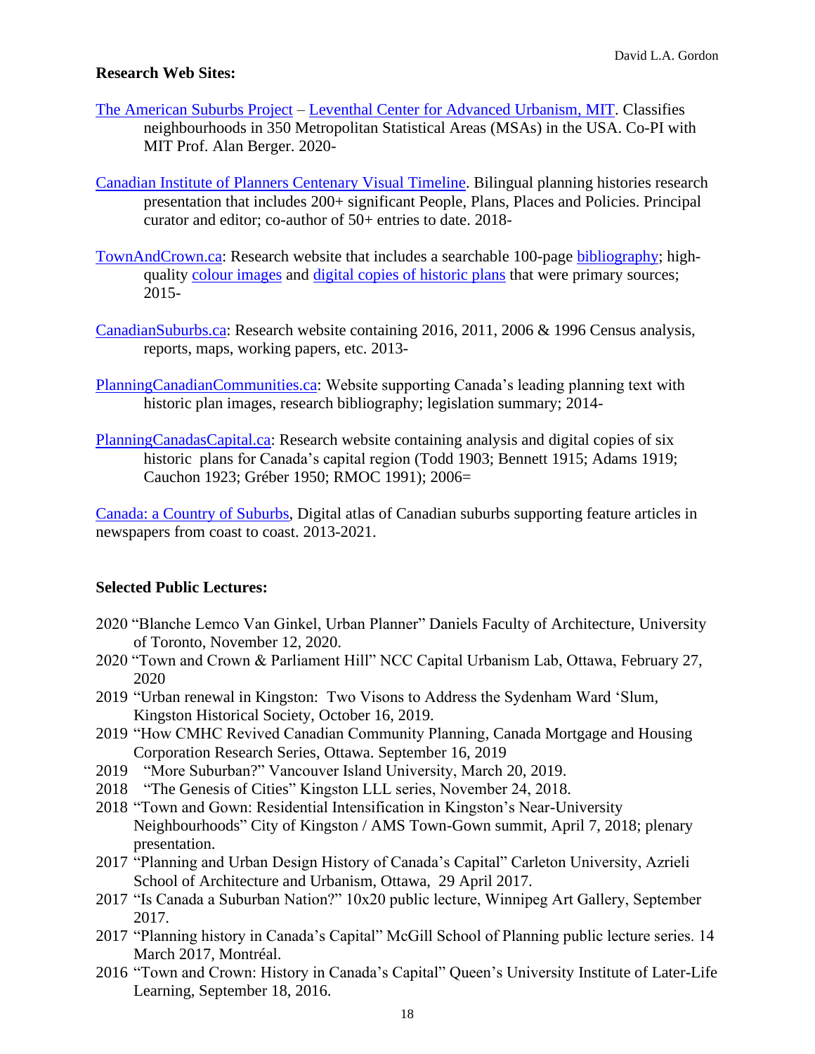**Research Web Sites:**

The American Suburbs Project – Leventhal Center for Advanced Urbanism, MIT. Classifies neighbourhoods in 350 Metropolitan Statistical Areas (MSAs) in the USA. Co-PI with MIT Prof. Alan Berger. 2020-

Canadian Institute of Planners Centenary Visual Timeline. Bilingual planning histories research presentation that includes 200+ significant People, Plans, Places and Policies. Principal curator and editor; co-author of 50+ entries to date. 2018-

TownAndCrown.ca: Research website that includes a searchable 100-page bibliography; high-quality colour images and digital copies of historic plans that were primary sources; 2015-

CanadianSuburbs.ca: Research website containing 2016, 2011, 2006 & 1996 Census analysis, reports, maps, working papers, etc. 2013-

PlanningCanadianCommunities.ca: Website supporting Canada's leading planning text with historic plan images, research bibliography; legislation summary; 2014-

PlanningCanadasCapital.ca: Research website containing analysis and digital copies of six historic plans for Canada's capital region (Todd 1903; Bennett 1915; Adams 1919; Cauchon 1923; Gréber 1950; RMOC 1991); 2006=

Canada: a Country of Suburbs, Digital atlas of Canadian suburbs supporting feature articles in newspapers from coast to coast. 2013-2021.

**Selected Public Lectures:**

2020 "Blanche Lemco Van Ginkel, Urban Planner" Daniels Faculty of Architecture, University of Toronto, November 12, 2020.

2020 "Town and Crown & Parliament Hill" NCC Capital Urbanism Lab, Ottawa, February 27, 2020

2019 "Urban renewal in Kingston: Two Visons to Address the Sydenham Ward 'Slum, Kingston Historical Society, October 16, 2019.

2019 "How CMHC Revived Canadian Community Planning, Canada Mortgage and Housing Corporation Research Series, Ottawa. September 16, 2019

2019 "More Suburban?" Vancouver Island University, March 20, 2019.

2018 "The Genesis of Cities" Kingston LLL series, November 24, 2018.

2018 "Town and Gown: Residential Intensification in Kingston's Near-University Neighbourhoods" City of Kingston / AMS Town-Gown summit, April 7, 2018; plenary presentation.

2017 "Planning and Urban Design History of Canada's Capital" Carleton University, Azrieli School of Architecture and Urbanism, Ottawa, 29 April 2017.

2017 "Is Canada a Suburban Nation?" 10x20 public lecture, Winnipeg Art Gallery, September 2017.

2017 "Planning history in Canada's Capital" McGill School of Planning public lecture series. 14 March 2017, Montréal.

2016 "Town and Crown: History in Canada's Capital" Queen's University Institute of Later-Life Learning, September 18, 2016.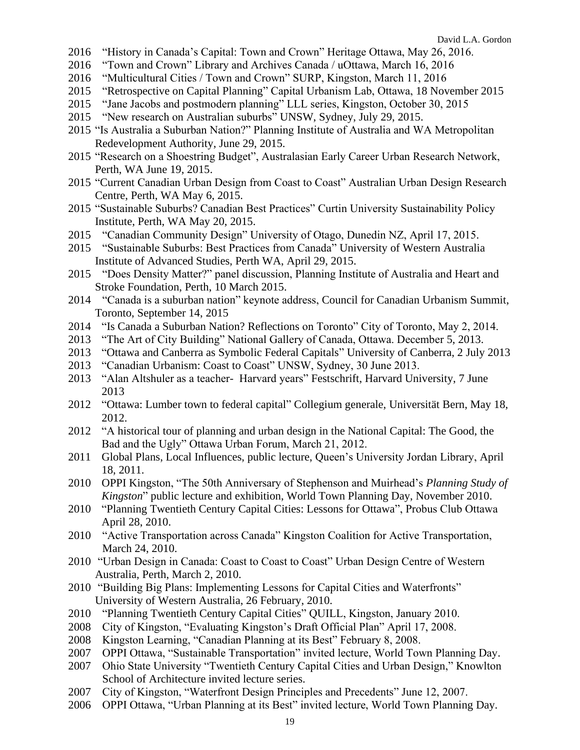2016 "History in Canada's Capital: Town and Crown" Heritage Ottawa, May 26, 2016.
2016 "Town and Crown" Library and Archives Canada / uOttawa, March 16, 2016
2016 "Multicultural Cities / Town and Crown" SURP, Kingston, March 11, 2016
2015 "Retrospective on Capital Planning" Capital Urbanism Lab, Ottawa, 18 November 2015
2015 "Jane Jacobs and postmodern planning" LLL series, Kingston, October 30, 2015
2015 "New research on Australian suburbs" UNSW, Sydney, July 29, 2015.
2015 "Is Australia a Suburban Nation?" Planning Institute of Australia and WA Metropolitan Redevelopment Authority, June 29, 2015.
2015 "Research on a Shoestring Budget", Australasian Early Career Urban Research Network, Perth, WA June 19, 2015.
2015 "Current Canadian Urban Design from Coast to Coast" Australian Urban Design Research Centre, Perth, WA May 6, 2015.
2015 "Sustainable Suburbs? Canadian Best Practices" Curtin University Sustainability Policy Institute, Perth, WA May 20, 2015.
2015 "Canadian Community Design" University of Otago, Dunedin NZ, April 17, 2015.
2015 "Sustainable Suburbs: Best Practices from Canada" University of Western Australia Institute of Advanced Studies, Perth WA, April 29, 2015.
2015 "Does Density Matter?" panel discussion, Planning Institute of Australia and Heart and Stroke Foundation, Perth, 10 March 2015.
2014 "Canada is a suburban nation" keynote address, Council for Canadian Urbanism Summit, Toronto, September 14, 2015
2014 "Is Canada a Suburban Nation? Reflections on Toronto" City of Toronto, May 2, 2014.
2013 "The Art of City Building" National Gallery of Canada, Ottawa. December 5, 2013.
2013 "Ottawa and Canberra as Symbolic Federal Capitals" University of Canberra, 2 July 2013
2013 "Canadian Urbanism: Coast to Coast" UNSW, Sydney, 30 June 2013.
2013 "Alan Altshuler as a teacher- Harvard years" Festschrift, Harvard University, 7 June 2013
2012 "Ottawa: Lumber town to federal capital" Collegium generale, Universität Bern, May 18, 2012.
2012 "A historical tour of planning and urban design in the National Capital: The Good, the Bad and the Ugly" Ottawa Urban Forum, March 21, 2012.
2011 Global Plans, Local Influences, public lecture, Queen's University Jordan Library, April 18, 2011.
2010 OPPI Kingston, "The 50th Anniversary of Stephenson and Muirhead's *Planning Study of Kingston*" public lecture and exhibition, World Town Planning Day, November 2010.
2010 "Planning Twentieth Century Capital Cities: Lessons for Ottawa", Probus Club Ottawa April 28, 2010.
2010 "Active Transportation across Canada" Kingston Coalition for Active Transportation, March 24, 2010.
2010 "Urban Design in Canada: Coast to Coast to Coast" Urban Design Centre of Western Australia, Perth, March 2, 2010.
2010 "Building Big Plans: Implementing Lessons for Capital Cities and Waterfronts" University of Western Australia, 26 February, 2010.
2010 "Planning Twentieth Century Capital Cities" QUILL, Kingston, January 2010.
2008 City of Kingston, "Evaluating Kingston's Draft Official Plan" April 17, 2008.
2008 Kingston Learning, "Canadian Planning at its Best" February 8, 2008.
2007 OPPI Ottawa, "Sustainable Transportation" invited lecture, World Town Planning Day.
2007 Ohio State University "Twentieth Century Capital Cities and Urban Design," Knowlton School of Architecture invited lecture series.
2007 City of Kingston, "Waterfront Design Principles and Precedents" June 12, 2007.
2006 OPPI Ottawa, "Urban Planning at its Best" invited lecture, World Town Planning Day.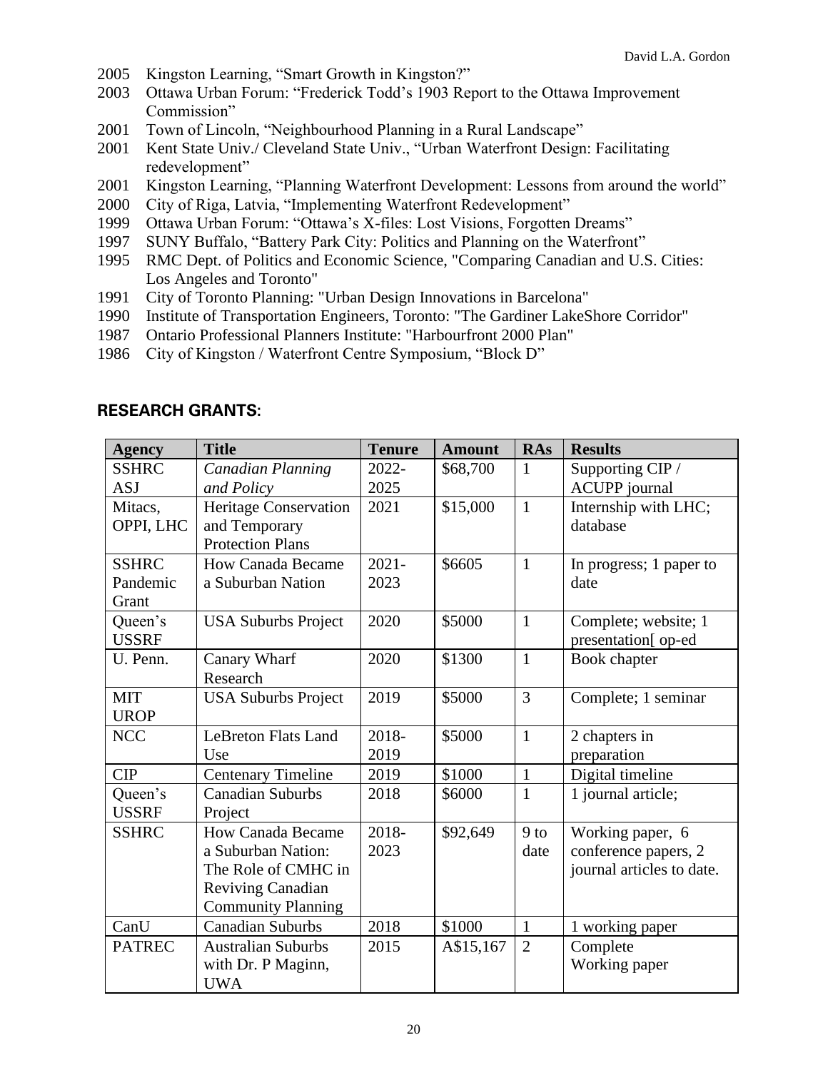2005 Kingston Learning, "Smart Growth in Kingston?"
2003 Ottawa Urban Forum: "Frederick Todd's 1903 Report to the Ottawa Improvement Commission"
2001 Town of Lincoln, "Neighbourhood Planning in a Rural Landscape"
2001 Kent State Univ./ Cleveland State Univ., "Urban Waterfront Design: Facilitating redevelopment"
2001 Kingston Learning, "Planning Waterfront Development: Lessons from around the world"
2000 City of Riga, Latvia, "Implementing Waterfront Redevelopment"
1999 Ottawa Urban Forum: "Ottawa's X-files: Lost Visions, Forgotten Dreams"
1997 SUNY Buffalo, "Battery Park City: Politics and Planning on the Waterfront"
1995 RMC Dept. of Politics and Economic Science, "Comparing Canadian and U.S. Cities: Los Angeles and Toronto"
1991 City of Toronto Planning: "Urban Design Innovations in Barcelona"
1990 Institute of Transportation Engineers, Toronto: "The Gardiner LakeShore Corridor"
1987 Ontario Professional Planners Institute: "Harbourfront 2000 Plan"
1986 City of Kingston / Waterfront Centre Symposium, "Block D"

## RESEARCH GRANTS:

| Agency | Title | Tenure | Amount | RAs | Results |
|---|---|---|---|---|---|
| SSHRC ASJ | *Canadian Planning and Policy* | 2022-2025 | $68,700 | 1 | Supporting CIP / ACUPP journal |
| Mitacs, OPPI, LHC | Heritage Conservation and Temporary Protection Plans | 2021 | $15,000 | 1 | Internship with LHC; database |
| SSHRC Pandemic Grant | How Canada Became a Suburban Nation | 2021-2023 | $6605 | 1 | In progress; 1 paper to date |
| Queen's USSRF | USA Suburbs Project | 2020 | $5000 | 1 | Complete; website; 1 presentation[ op-ed |
| U. Penn. | Canary Wharf Research | 2020 | $1300 | 1 | Book chapter |
| MIT UROP | USA Suburbs Project | 2019 | $5000 | 3 | Complete; 1 seminar |
| NCC | LeBreton Flats Land Use | 2018-2019 | $5000 | 1 | 2 chapters in preparation |
| CIP | Centenary Timeline | 2019 | $1000 | 1 | Digital timeline |
| Queen's USSRF | Canadian Suburbs Project | 2018 | $6000 | 1 | 1 journal article; |
| SSHRC | How Canada Became a Suburban Nation: The Role of CMHC in Reviving Canadian Community Planning | 2018-2023 | $92,649 | 9 to date | Working paper, 6 conference papers, 2 journal articles to date. |
| CanU | Canadian Suburbs | 2018 | $1000 | 1 | 1 working paper |
| PATREC | Australian Suburbs with Dr. P Maginn, UWA | 2015 | A$15,167 | 2 | Complete Working paper |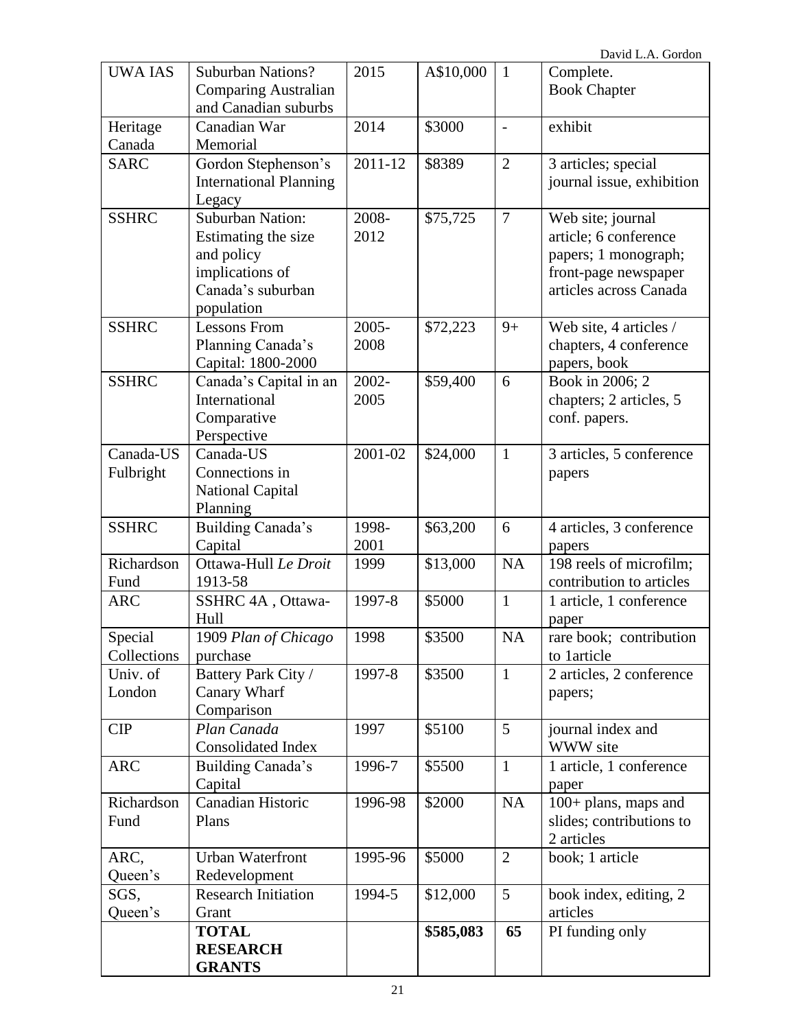| UWA IAS | Suburban Nations? Comparing Australian and Canadian suburbs | 2015 | A$10,000 | 1 | Complete. Book Chapter |
|---|---|---|---|---|---|
| Heritage Canada | Canadian War Memorial | 2014 | $3000 | - | exhibit |
| SARC | Gordon Stephenson's International Planning Legacy | 2011-12 | $8389 | 2 | 3 articles; special journal issue, exhibition |
| SSHRC | Suburban Nation: Estimating the size and policy implications of Canada's suburban population | 2008-2012 | $75,725 | 7 | Web site; journal article; 6 conference papers; 1 monograph; front-page newspaper articles across Canada |
| SSHRC | Lessons From Planning Canada's Capital: 1800-2000 | 2005-2008 | $72,223 | 9+ | Web site, 4 articles / chapters, 4 conference papers, book |
| SSHRC | Canada's Capital in an International Comparative Perspective | 2002-2005 | $59,400 | 6 | Book in 2006; 2 chapters; 2 articles, 5 conf. papers. |
| Canada-US Fulbright | Canada-US Connections in National Capital Planning | 2001-02 | $24,000 | 1 | 3 articles, 5 conference papers |
| SSHRC | Building Canada's Capital | 1998-2001 | $63,200 | 6 | 4 articles, 3 conference papers |
| Richardson Fund | Ottawa-Hull *Le Droit* 1913-58 | 1999 | $13,000 | NA | 198 reels of microfilm; contribution to articles |
| ARC | SSHRC 4A , Ottawa-Hull | 1997-8 | $5000 | 1 | 1 article, 1 conference paper |
| Special Collections | 1909 *Plan of Chicago* purchase | 1998 | $3500 | NA | rare book; contribution to 1article |
| Univ. of London | Battery Park City / Canary Wharf Comparison | 1997-8 | $3500 | 1 | 2 articles, 2 conference papers; |
| CIP | *Plan Canada* Consolidated Index | 1997 | $5100 | 5 | journal index and WWW site |
| ARC | Building Canada's Capital | 1996-7 | $5500 | 1 | 1 article, 1 conference paper |
| Richardson Fund | Canadian Historic Plans | 1996-98 | $2000 | NA | 100+ plans, maps and slides; contributions to 2 articles |
| ARC, Queen's | Urban Waterfront Redevelopment | 1995-96 | $5000 | 2 | book; 1 article |
| SGS, Queen's | Research Initiation Grant | 1994-5 | $12,000 | 5 | book index, editing, 2 articles |
| | **TOTAL RESEARCH GRANTS** | | **$585,083** | **65** | PI funding only |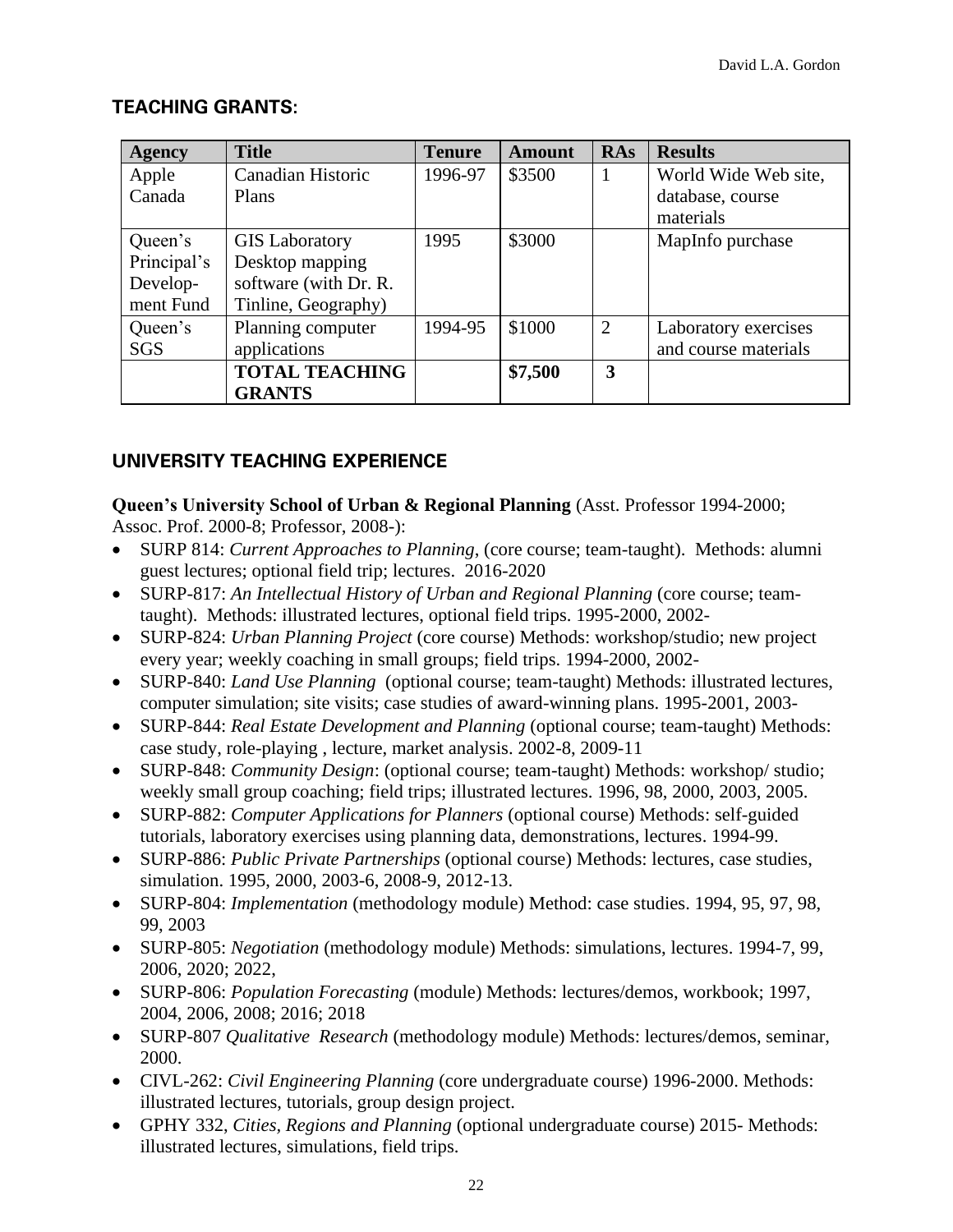## TEACHING GRANTS:

| Agency | Title | Tenure | Amount | RAs | Results |
|---|---|---|---|---|---|
| Apple Canada | Canadian Historic Plans | 1996-97 | $3500 | 1 | World Wide Web site, database, course materials |
| Queen's Principal's Develop-ment Fund | GIS Laboratory Desktop mapping software (with Dr. R. Tinline, Geography) | 1995 | $3000 | | MapInfo purchase |
| Queen's SGS | Planning computer applications | 1994-95 | $1000 | 2 | Laboratory exercises and course materials |
| | **TOTAL TEACHING GRANTS** | | **$7,500** | **3** | |

## UNIVERSITY TEACHING EXPERIENCE

**Queen's University School of Urban & Regional Planning** (Asst. Professor 1994-2000; Assoc. Prof. 2000-8; Professor, 2008-):

- SURP 814: *Current Approaches to Planning*, (core course; team-taught). Methods: alumni guest lectures; optional field trip; lectures. 2016-2020
- SURP-817: *An Intellectual History of Urban and Regional Planning* (core course; team-taught). Methods: illustrated lectures, optional field trips. 1995-2000, 2002-
- SURP-824: *Urban Planning Project* (core course) Methods: workshop/studio; new project every year; weekly coaching in small groups; field trips. 1994-2000, 2002-
- SURP-840: *Land Use Planning* (optional course; team-taught) Methods: illustrated lectures, computer simulation; site visits; case studies of award-winning plans. 1995-2001, 2003-
- SURP-844: *Real Estate Development and Planning* (optional course; team-taught) Methods: case study, role-playing , lecture, market analysis. 2002-8, 2009-11
- SURP-848: *Community Design*: (optional course; team-taught) Methods: workshop/ studio; weekly small group coaching; field trips; illustrated lectures. 1996, 98, 2000, 2003, 2005.
- SURP-882: *Computer Applications for Planners* (optional course) Methods: self-guided tutorials, laboratory exercises using planning data, demonstrations, lectures. 1994-99.
- SURP-886: *Public Private Partnerships* (optional course) Methods: lectures, case studies, simulation. 1995, 2000, 2003-6, 2008-9, 2012-13.
- SURP-804: *Implementation* (methodology module) Method: case studies. 1994, 95, 97, 98, 99, 2003
- SURP-805: *Negotiation* (methodology module) Methods: simulations, lectures. 1994-7, 99, 2006, 2020; 2022,
- SURP-806: *Population Forecasting* (module) Methods: lectures/demos, workbook; 1997, 2004, 2006, 2008; 2016; 2018
- SURP-807 *Qualitative Research* (methodology module) Methods: lectures/demos, seminar, 2000.
- CIVL-262: *Civil Engineering Planning* (core undergraduate course) 1996-2000. Methods: illustrated lectures, tutorials, group design project.
- GPHY 332, *Cities, Regions and Planning* (optional undergraduate course) 2015- Methods: illustrated lectures, simulations, field trips.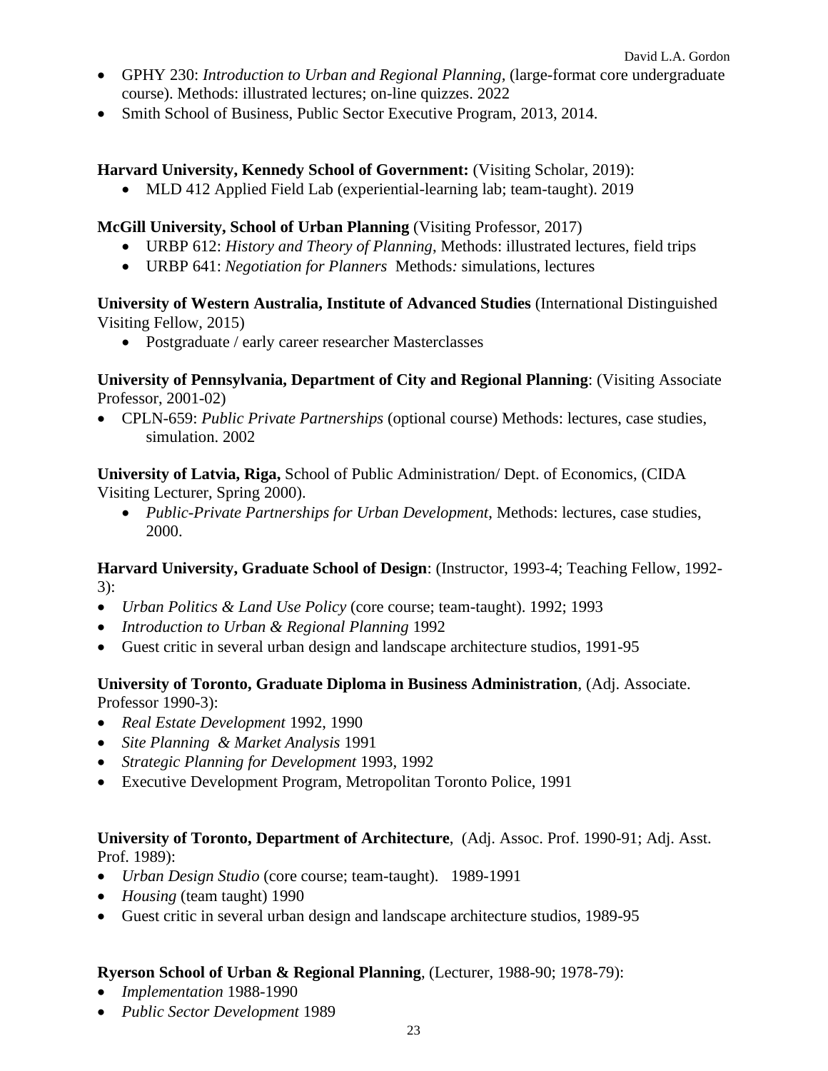- GPHY 230: *Introduction to Urban and Regional Planning*, (large-format core undergraduate course). Methods: illustrated lectures; on-line quizzes. 2022
- Smith School of Business, Public Sector Executive Program, 2013, 2014.

**Harvard University, Kennedy School of Government:** (Visiting Scholar, 2019):

- MLD 412 Applied Field Lab (experiential-learning lab; team-taught). 2019

**McGill University, School of Urban Planning** (Visiting Professor, 2017)

- URBP 612: *History and Theory of Planning*, Methods: illustrated lectures, field trips
- URBP 641: *Negotiation for Planners* Methods*:* simulations, lectures

**University of Western Australia, Institute of Advanced Studies** (International Distinguished Visiting Fellow, 2015)

- Postgraduate / early career researcher Masterclasses

**University of Pennsylvania, Department of City and Regional Planning**: (Visiting Associate Professor, 2001-02)

- CPLN-659: *Public Private Partnerships* (optional course) Methods: lectures, case studies, simulation. 2002

**University of Latvia, Riga,** School of Public Administration/ Dept. of Economics, (CIDA Visiting Lecturer, Spring 2000).

- *Public-Private Partnerships for Urban Development*, Methods: lectures, case studies, 2000.

**Harvard University, Graduate School of Design**: (Instructor, 1993-4; Teaching Fellow, 1992-3):

- *Urban Politics & Land Use Policy* (core course; team-taught). 1992; 1993
- *Introduction to Urban & Regional Planning* 1992
- Guest critic in several urban design and landscape architecture studios, 1991-95

**University of Toronto, Graduate Diploma in Business Administration**, (Adj. Associate. Professor 1990-3):

- *Real Estate Development* 1992, 1990
- *Site Planning & Market Analysis* 1991
- *Strategic Planning for Development* 1993, 1992
- Executive Development Program, Metropolitan Toronto Police, 1991

**University of Toronto, Department of Architecture**, (Adj. Assoc. Prof. 1990-91; Adj. Asst. Prof. 1989):

- *Urban Design Studio* (core course; team-taught). 1989-1991
- *Housing* (team taught) 1990
- Guest critic in several urban design and landscape architecture studios, 1989-95

**Ryerson School of Urban & Regional Planning**, (Lecturer, 1988-90; 1978-79):

- *Implementation* 1988-1990
- *Public Sector Development* 1989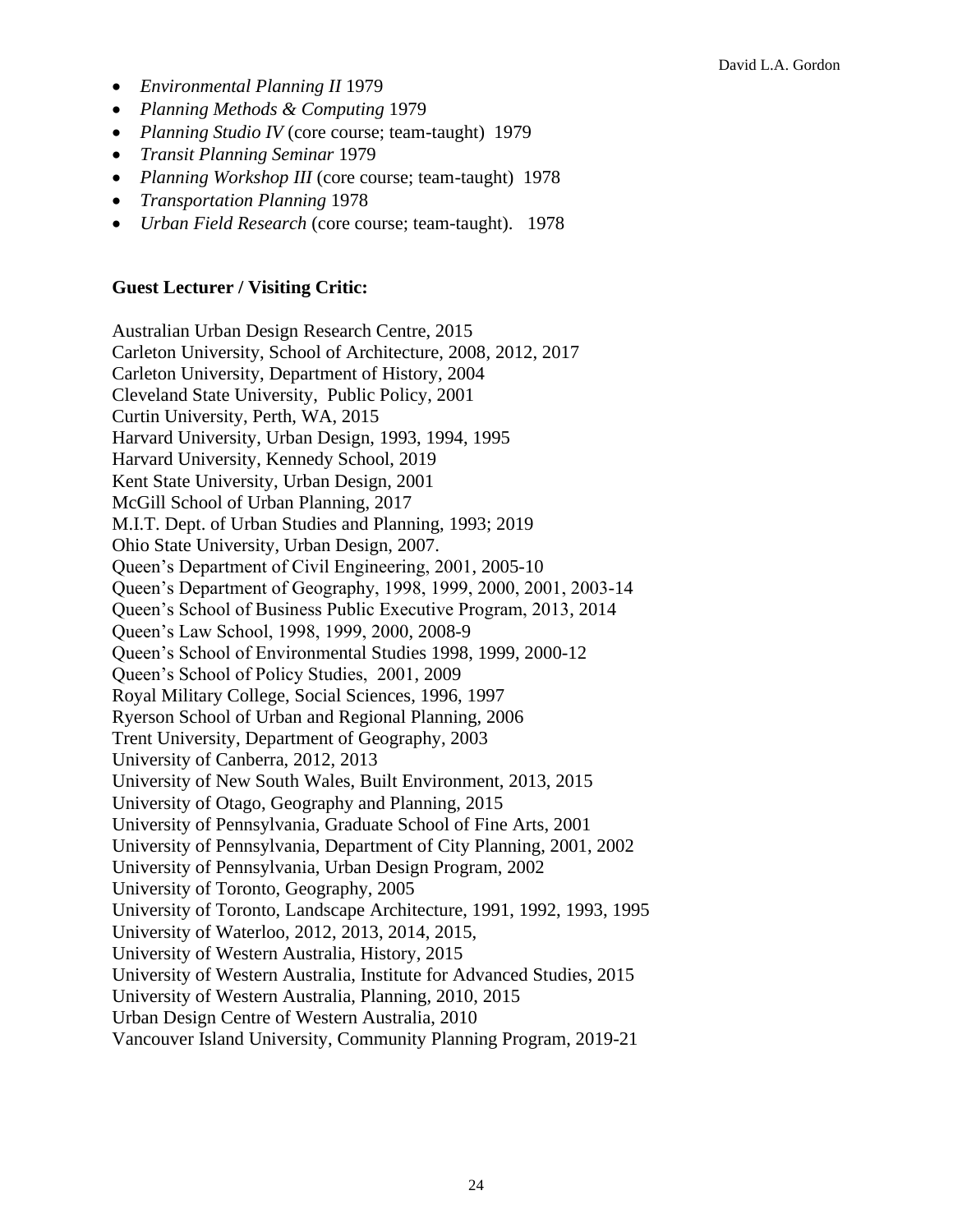- *Environmental Planning II* 1979
- *Planning Methods & Computing* 1979
- *Planning Studio IV* (core course; team-taught) 1979
- *Transit Planning Seminar* 1979
- *Planning Workshop III* (core course; team-taught) 1978
- *Transportation Planning* 1978
- *Urban Field Research* (core course; team-taught). 1978

**Guest Lecturer / Visiting Critic:**

Australian Urban Design Research Centre, 2015
Carleton University, School of Architecture, 2008, 2012, 2017
Carleton University, Department of History, 2004
Cleveland State University, Public Policy, 2001
Curtin University, Perth, WA, 2015
Harvard University, Urban Design, 1993, 1994, 1995
Harvard University, Kennedy School, 2019
Kent State University, Urban Design, 2001
McGill School of Urban Planning, 2017
M.I.T. Dept. of Urban Studies and Planning, 1993; 2019
Ohio State University, Urban Design, 2007.
Queen's Department of Civil Engineering, 2001, 2005-10
Queen's Department of Geography, 1998, 1999, 2000, 2001, 2003-14
Queen's School of Business Public Executive Program, 2013, 2014
Queen's Law School, 1998, 1999, 2000, 2008-9
Queen's School of Environmental Studies 1998, 1999, 2000-12
Queen's School of Policy Studies, 2001, 2009
Royal Military College, Social Sciences, 1996, 1997
Ryerson School of Urban and Regional Planning, 2006
Trent University, Department of Geography, 2003
University of Canberra, 2012, 2013
University of New South Wales, Built Environment, 2013, 2015
University of Otago, Geography and Planning, 2015
University of Pennsylvania, Graduate School of Fine Arts, 2001
University of Pennsylvania, Department of City Planning, 2001, 2002
University of Pennsylvania, Urban Design Program, 2002
University of Toronto, Geography, 2005
University of Toronto, Landscape Architecture, 1991, 1992, 1993, 1995
University of Waterloo, 2012, 2013, 2014, 2015,
University of Western Australia, History, 2015
University of Western Australia, Institute for Advanced Studies, 2015
University of Western Australia, Planning, 2010, 2015
Urban Design Centre of Western Australia, 2010
Vancouver Island University, Community Planning Program, 2019-21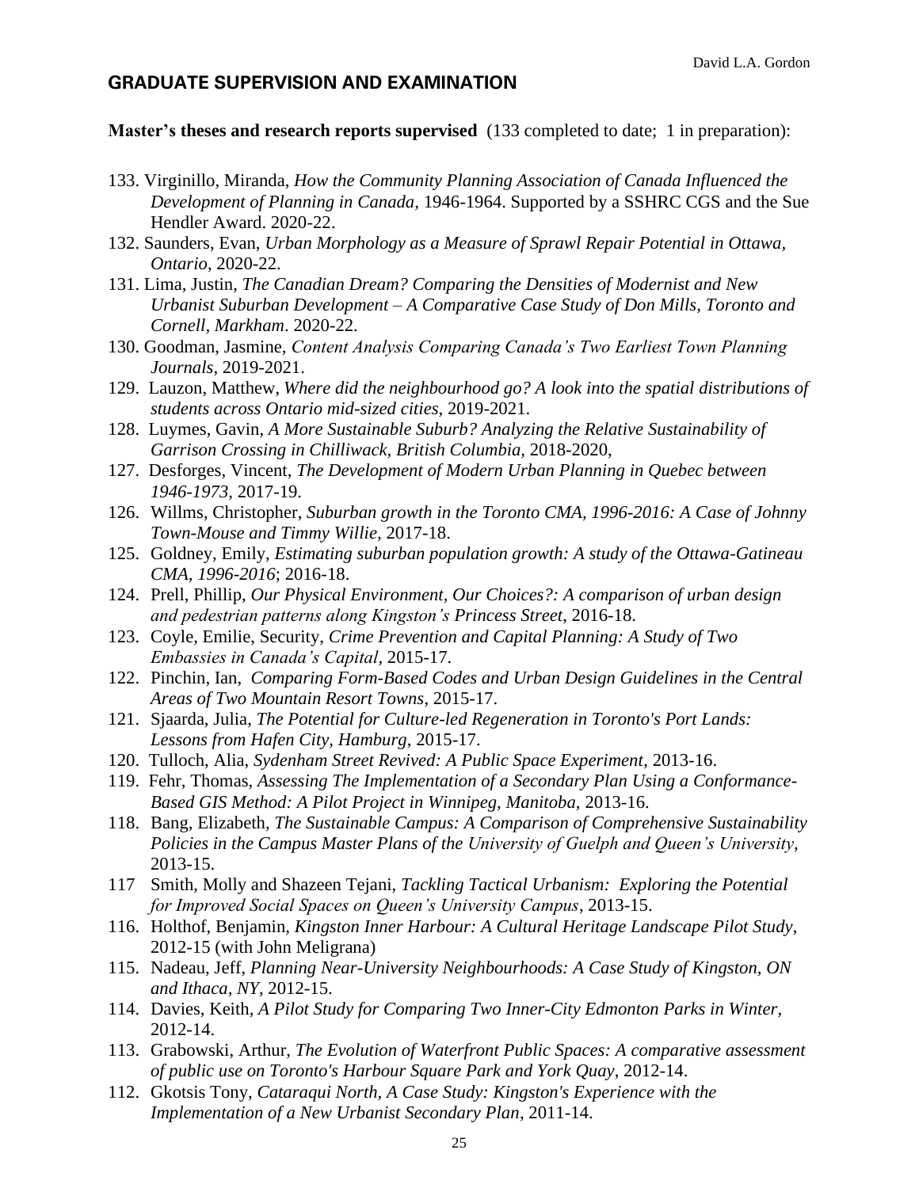## GRADUATE SUPERVISION AND EXAMINATION

**Master's theses and research reports supervised** (133 completed to date; 1 in preparation):

133. Virginillo, Miranda, *How the Community Planning Association of Canada Influenced the Development of Planning in Canada,* 1946-1964. Supported by a SSHRC CGS and the Sue Hendler Award. 2020-22.
132. Saunders, Evan, *Urban Morphology as a Measure of Sprawl Repair Potential in Ottawa, Ontario*, 2020-22.
131. Lima, Justin, *The Canadian Dream? Comparing the Densities of Modernist and New Urbanist Suburban Development – A Comparative Case Study of Don Mills, Toronto and Cornell, Markham*. 2020-22.
130. Goodman, Jasmine, *Content Analysis Comparing Canada's Two Earliest Town Planning Journals*, 2019-2021.
129. Lauzon, Matthew, *Where did the neighbourhood go? A look into the spatial distributions of students across Ontario mid-sized cities*, 2019-2021.
128. Luymes, Gavin, *A More Sustainable Suburb? Analyzing the Relative Sustainability of Garrison Crossing in Chilliwack, British Columbia,* 2018-2020,
127. Desforges, Vincent, *The Development of Modern Urban Planning in Quebec between 1946-1973*, 2017-19.
126. Willms, Christopher, *Suburban growth in the Toronto CMA, 1996-2016: A Case of Johnny Town-Mouse and Timmy Willie,* 2017-18.
125. Goldney, Emily, *Estimating suburban population growth: A study of the Ottawa-Gatineau CMA, 1996-2016*; 2016-18.
124. Prell, Phillip, *Our Physical Environment, Our Choices?: A comparison of urban design and pedestrian patterns along Kingston's Princess Street*, 2016-18.
123. Coyle, Emilie, Security, *Crime Prevention and Capital Planning: A Study of Two Embassies in Canada's Capital*, 2015-17.
122. Pinchin, Ian, *Comparing Form-Based Codes and Urban Design Guidelines in the Central Areas of Two Mountain Resort Towns*, 2015-17.
121. Sjaarda, Julia, *The Potential for Culture-led Regeneration in Toronto's Port Lands: Lessons from Hafen City, Hamburg*, 2015-17.
120. Tulloch, Alia, *Sydenham Street Revived: A Public Space Experiment*, 2013-16.
119. Fehr, Thomas, *Assessing The Implementation of a Secondary Plan Using a Conformance-Based GIS Method: A Pilot Project in Winnipeg, Manitoba,* 2013-16.
118. Bang, Elizabeth, *The Sustainable Campus: A Comparison of Comprehensive Sustainability Policies in the Campus Master Plans of the University of Guelph and Queen's University*, 2013-15.
117. Smith, Molly and Shazeen Tejani, *Tackling Tactical Urbanism: Exploring the Potential for Improved Social Spaces on Queen's University Campus*, 2013-15.
116. Holthof, Benjamin, *Kingston Inner Harbour: A Cultural Heritage Landscape Pilot Study*, 2012-15 (with John Meligrana)
115. Nadeau, Jeff, *Planning Near-University Neighbourhoods: A Case Study of Kingston, ON and Ithaca, NY*, 2012-15.
114. Davies, Keith, *A Pilot Study for Comparing Two Inner-City Edmonton Parks in Winter*, 2012-14.
113. Grabowski, Arthur, *The Evolution of Waterfront Public Spaces: A comparative assessment of public use on Toronto's Harbour Square Park and York Quay*, 2012-14.
112. Gkotsis Tony, *Cataraqui North, A Case Study: Kingston's Experience with the Implementation of a New Urbanist Secondary Plan*, 2011-14.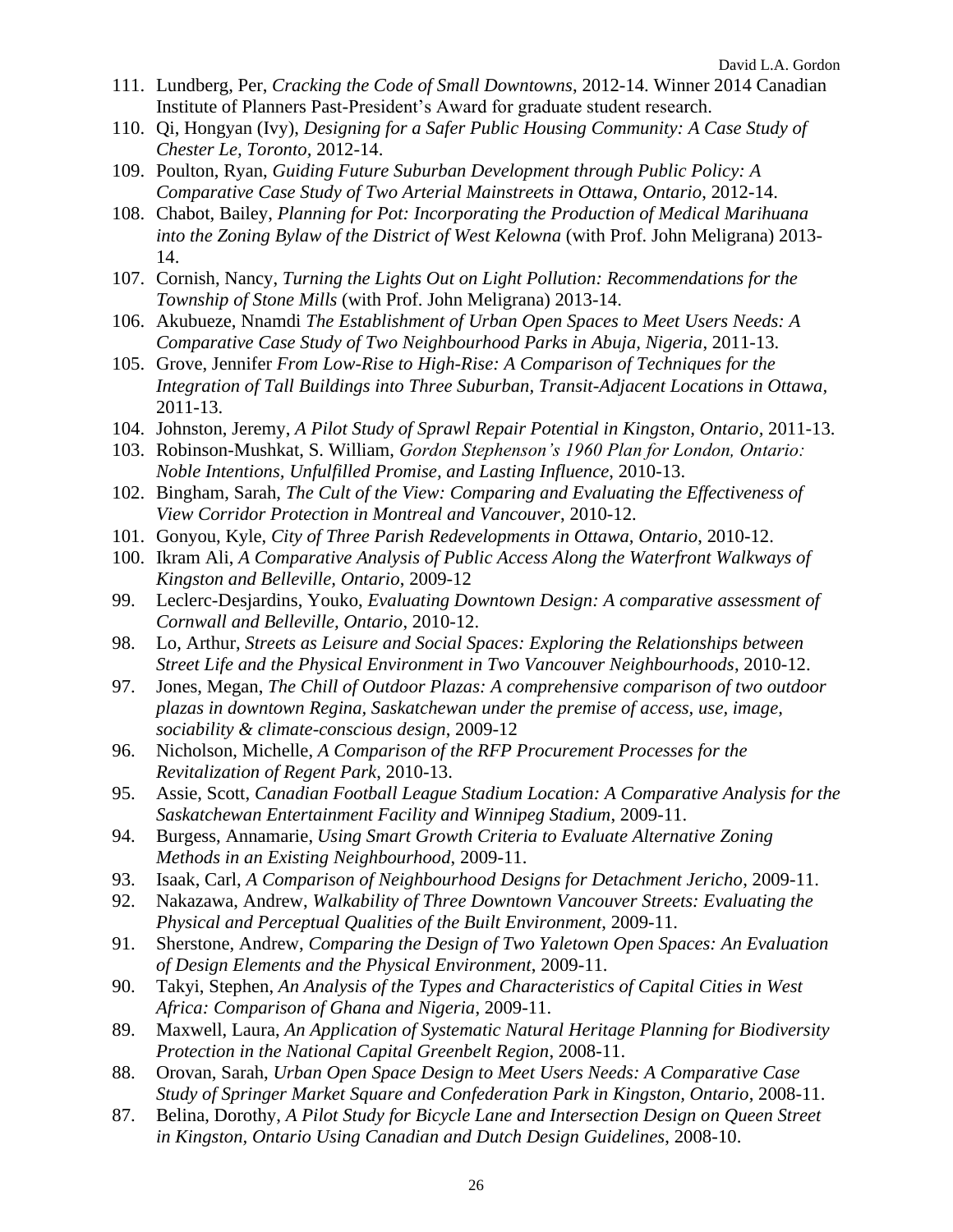111. Lundberg, Per, *Cracking the Code of Small Downtowns*, 2012-14. Winner 2014 Canadian Institute of Planners Past-President's Award for graduate student research.
110. Qi, Hongyan (Ivy), *Designing for a Safer Public Housing Community: A Case Study of Chester Le, Toronto,* 2012-14.
109. Poulton, Ryan, *Guiding Future Suburban Development through Public Policy: A Comparative Case Study of Two Arterial Mainstreets in Ottawa, Ontario*, 2012-14.
108. Chabot, Bailey, *Planning for Pot: Incorporating the Production of Medical Marihuana into the Zoning Bylaw of the District of West Kelowna* (with Prof. John Meligrana) 2013-14.
107. Cornish, Nancy, *Turning the Lights Out on Light Pollution: Recommendations for the Township of Stone Mills* (with Prof. John Meligrana) 2013-14.
106. Akubueze, Nnamdi *The Establishment of Urban Open Spaces to Meet Users Needs: A Comparative Case Study of Two Neighbourhood Parks in Abuja, Nigeria*, 2011-13.
105. Grove, Jennifer *From Low-Rise to High-Rise: A Comparison of Techniques for the Integration of Tall Buildings into Three Suburban, Transit-Adjacent Locations in Ottawa*, 2011-13.
104. Johnston, Jeremy, *A Pilot Study of Sprawl Repair Potential in Kingston, Ontario*, 2011-13.
103. Robinson-Mushkat, S. William, *Gordon Stephenson's 1960 Plan for London, Ontario: Noble Intentions, Unfulfilled Promise, and Lasting Influence*, 2010-13.
102. Bingham, Sarah, *The Cult of the View: Comparing and Evaluating the Effectiveness of View Corridor Protection in Montreal and Vancouver*, 2010-12.
101. Gonyou, Kyle, *City of Three Parish Redevelopments in Ottawa, Ontario*, 2010-12.
100. Ikram Ali, *A Comparative Analysis of Public Access Along the Waterfront Walkways of Kingston and Belleville, Ontario*, 2009-12
99. Leclerc-Desjardins, Youko, *Evaluating Downtown Design: A comparative assessment of Cornwall and Belleville, Ontario*, 2010-12.
98. Lo, Arthur, *Streets as Leisure and Social Spaces: Exploring the Relationships between Street Life and the Physical Environment in Two Vancouver Neighbourhoods*, 2010-12.
97. Jones, Megan, *The Chill of Outdoor Plazas: A comprehensive comparison of two outdoor plazas in downtown Regina, Saskatchewan under the premise of access, use, image, sociability & climate-conscious design*, 2009-12
96. Nicholson, Michelle, *A Comparison of the RFP Procurement Processes for the Revitalization of Regent Park*, 2010-13.
95. Assie, Scott, *Canadian Football League Stadium Location: A Comparative Analysis for the Saskatchewan Entertainment Facility and Winnipeg Stadium*, 2009-11.
94. Burgess, Annamarie, *Using Smart Growth Criteria to Evaluate Alternative Zoning Methods in an Existing Neighbourhood*, 2009-11.
93. Isaak, Carl, *A Comparison of Neighbourhood Designs for Detachment Jericho*, 2009-11.
92. Nakazawa, Andrew, *Walkability of Three Downtown Vancouver Streets: Evaluating the Physical and Perceptual Qualities of the Built Environment*, 2009-11.
91. Sherstone, Andrew, *Comparing the Design of Two Yaletown Open Spaces: An Evaluation of Design Elements and the Physical Environment*, 2009-11.
90. Takyi, Stephen, *An Analysis of the Types and Characteristics of Capital Cities in West Africa: Comparison of Ghana and Nigeria*, 2009-11.
89. Maxwell, Laura, *An Application of Systematic Natural Heritage Planning for Biodiversity Protection in the National Capital Greenbelt Region*, 2008-11.
88. Orovan, Sarah, *Urban Open Space Design to Meet Users Needs: A Comparative Case Study of Springer Market Square and Confederation Park in Kingston, Ontario*, 2008-11.
87. Belina, Dorothy, *A Pilot Study for Bicycle Lane and Intersection Design on Queen Street in Kingston, Ontario Using Canadian and Dutch Design Guidelines*, 2008-10.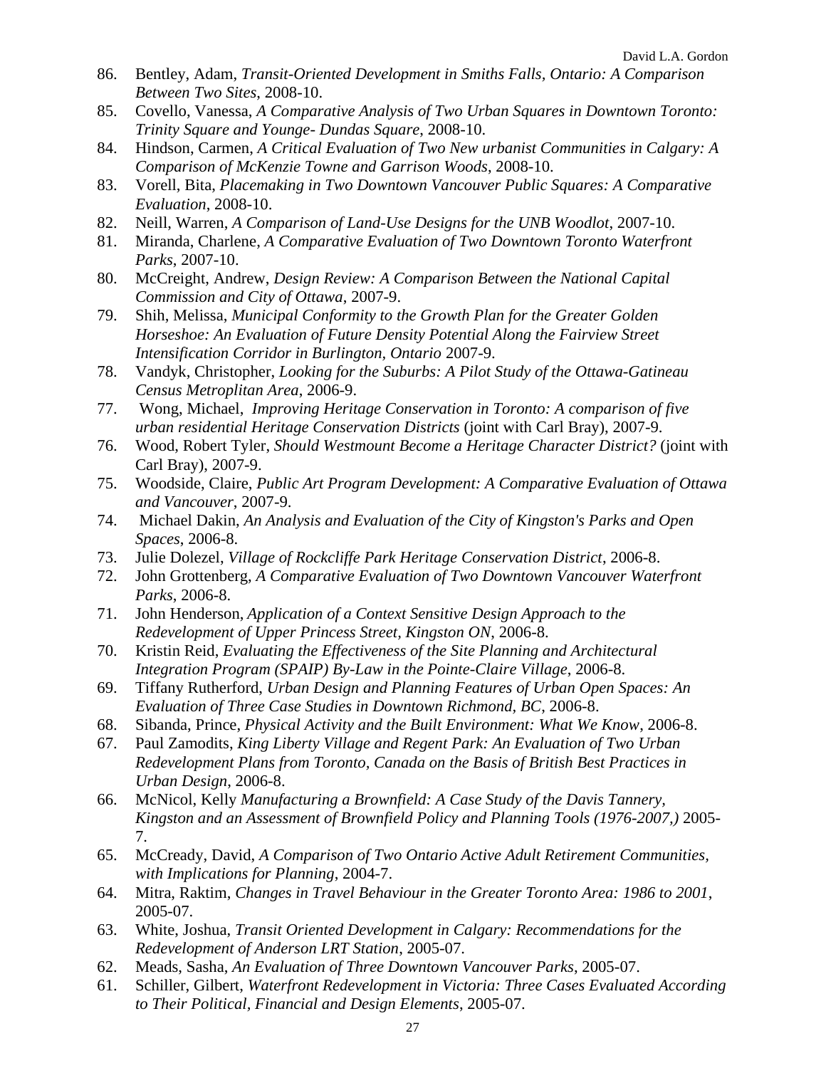86. Bentley, Adam, *Transit-Oriented Development in Smiths Falls, Ontario: A Comparison Between Two Sites*, 2008-10.
85. Covello, Vanessa, *A Comparative Analysis of Two Urban Squares in Downtown Toronto: Trinity Square and Younge- Dundas Square*, 2008-10.
84. Hindson, Carmen, *A Critical Evaluation of Two New urbanist Communities in Calgary: A Comparison of McKenzie Towne and Garrison Woods*, 2008-10.
83. Vorell, Bita, *Placemaking in Two Downtown Vancouver Public Squares: A Comparative Evaluation*, 2008-10.
82. Neill, Warren, *A Comparison of Land-Use Designs for the UNB Woodlot*, 2007-10.
81. Miranda, Charlene, *A Comparative Evaluation of Two Downtown Toronto Waterfront Parks*, 2007-10.
80. McCreight, Andrew, *Design Review: A Comparison Between the National Capital Commission and City of Ottawa*, 2007-9.
79. Shih, Melissa, *Municipal Conformity to the Growth Plan for the Greater Golden Horseshoe: An Evaluation of Future Density Potential Along the Fairview Street Intensification Corridor in Burlington, Ontario* 2007-9.
78. Vandyk, Christopher, *Looking for the Suburbs: A Pilot Study of the Ottawa-Gatineau Census Metroplitan Area*, 2006-9.
77. Wong, Michael, *Improving Heritage Conservation in Toronto: A comparison of five urban residential Heritage Conservation Districts* (joint with Carl Bray), 2007-9.
76. Wood, Robert Tyler, *Should Westmount Become a Heritage Character District?* (joint with Carl Bray), 2007-9.
75. Woodside, Claire, *Public Art Program Development: A Comparative Evaluation of Ottawa and Vancouver*, 2007-9.
74. Michael Dakin, *An Analysis and Evaluation of the City of Kingston's Parks and Open Spaces*, 2006-8.
73. Julie Dolezel, *Village of Rockcliffe Park Heritage Conservation District*, 2006-8.
72. John Grottenberg, *A Comparative Evaluation of Two Downtown Vancouver Waterfront Parks*, 2006-8.
71. John Henderson, *Application of a Context Sensitive Design Approach to the Redevelopment of Upper Princess Street, Kingston ON*, 2006-8.
70. Kristin Reid, *Evaluating the Effectiveness of the Site Planning and Architectural Integration Program (SPAIP) By-Law in the Pointe-Claire Village*, 2006-8.
69. Tiffany Rutherford, *Urban Design and Planning Features of Urban Open Spaces: An Evaluation of Three Case Studies in Downtown Richmond, BC*, 2006-8.
68. Sibanda, Prince, *Physical Activity and the Built Environment: What We Know*, 2006-8.
67. Paul Zamodits, *King Liberty Village and Regent Park: An Evaluation of Two Urban Redevelopment Plans from Toronto, Canada on the Basis of British Best Practices in Urban Design*, 2006-8.
66. McNicol, Kelly *Manufacturing a Brownfield: A Case Study of the Davis Tannery, Kingston and an Assessment of Brownfield Policy and Planning Tools (1976-2007,)* 2005-7.
65. McCready, David, *A Comparison of Two Ontario Active Adult Retirement Communities, with Implications for Planning*, 2004-7.
64. Mitra, Raktim, *Changes in Travel Behaviour in the Greater Toronto Area: 1986 to 2001*, 2005-07.
63. White, Joshua, *Transit Oriented Development in Calgary: Recommendations for the Redevelopment of Anderson LRT Station*, 2005-07.
62. Meads, Sasha, *An Evaluation of Three Downtown Vancouver Parks*, 2005-07.
61. Schiller, Gilbert, *Waterfront Redevelopment in Victoria: Three Cases Evaluated According to Their Political, Financial and Design Elements*, 2005-07.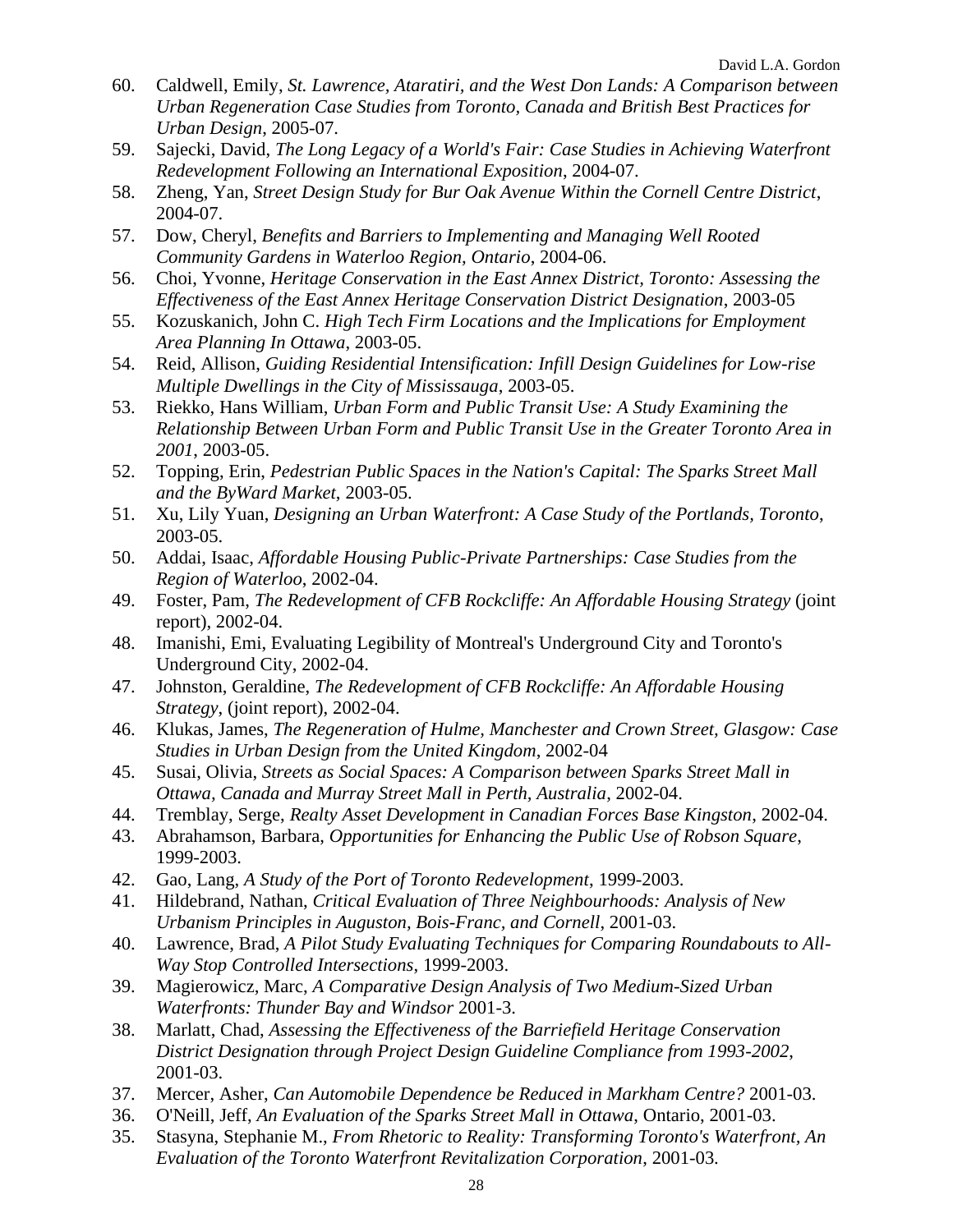60. Caldwell, Emily, *St. Lawrence, Ataratiri, and the West Don Lands: A Comparison between Urban Regeneration Case Studies from Toronto, Canada and British Best Practices for Urban Design*, 2005-07.
59. Sajecki, David, *The Long Legacy of a World's Fair: Case Studies in Achieving Waterfront Redevelopment Following an International Exposition*, 2004-07.
58. Zheng, Yan, *Street Design Study for Bur Oak Avenue Within the Cornell Centre District*, 2004-07.
57. Dow, Cheryl, *Benefits and Barriers to Implementing and Managing Well Rooted Community Gardens in Waterloo Region, Ontario*, 2004-06.
56. Choi, Yvonne, *Heritage Conservation in the East Annex District, Toronto: Assessing the Effectiveness of the East Annex Heritage Conservation District Designation*, 2003-05
55. Kozuskanich, John C. *High Tech Firm Locations and the Implications for Employment Area Planning In Ottawa*, 2003-05.
54. Reid, Allison, *Guiding Residential Intensification: Infill Design Guidelines for Low-rise Multiple Dwellings in the City of Mississauga*, 2003-05.
53. Riekko, Hans William, *Urban Form and Public Transit Use: A Study Examining the Relationship Between Urban Form and Public Transit Use in the Greater Toronto Area in 2001*, 2003-05.
52. Topping, Erin, *Pedestrian Public Spaces in the Nation's Capital: The Sparks Street Mall and the ByWard Market*, 2003-05.
51. Xu, Lily Yuan, *Designing an Urban Waterfront: A Case Study of the Portlands, Toronto*, 2003-05.
50. Addai, Isaac, *Affordable Housing Public-Private Partnerships: Case Studies from the Region of Waterloo*, 2002-04.
49. Foster, Pam, *The Redevelopment of CFB Rockcliffe: An Affordable Housing Strategy* (joint report), 2002-04.
48. Imanishi, Emi, Evaluating Legibility of Montreal's Underground City and Toronto's Underground City, 2002-04.
47. Johnston, Geraldine, *The Redevelopment of CFB Rockcliffe: An Affordable Housing Strategy*, (joint report), 2002-04.
46. Klukas, James, *The Regeneration of Hulme, Manchester and Crown Street, Glasgow: Case Studies in Urban Design from the United Kingdom*, 2002-04
45. Susai, Olivia, *Streets as Social Spaces: A Comparison between Sparks Street Mall in Ottawa, Canada and Murray Street Mall in Perth, Australia*, 2002-04.
44. Tremblay, Serge, *Realty Asset Development in Canadian Forces Base Kingston*, 2002-04.
43. Abrahamson, Barbara, *Opportunities for Enhancing the Public Use of Robson Square*, 1999-2003.
42. Gao, Lang, *A Study of the Port of Toronto Redevelopment*, 1999-2003.
41. Hildebrand, Nathan, *Critical Evaluation of Three Neighbourhoods: Analysis of New Urbanism Principles in Auguston, Bois-Franc, and Cornell*, 2001-03.
40. Lawrence, Brad, *A Pilot Study Evaluating Techniques for Comparing Roundabouts to All-Way Stop Controlled Intersections*, 1999-2003.
39. Magierowicz, Marc, *A Comparative Design Analysis of Two Medium-Sized Urban Waterfronts: Thunder Bay and Windsor* 2001-3.
38. Marlatt, Chad, *Assessing the Effectiveness of the Barriefield Heritage Conservation District Designation through Project Design Guideline Compliance from 1993-2002*, 2001-03.
37. Mercer, Asher, *Can Automobile Dependence be Reduced in Markham Centre?* 2001-03.
36. O'Neill, Jeff, *An Evaluation of the Sparks Street Mall in Ottawa*, Ontario, 2001-03.
35. Stasyna, Stephanie M., *From Rhetoric to Reality: Transforming Toronto's Waterfront, An Evaluation of the Toronto Waterfront Revitalization Corporation*, 2001-03.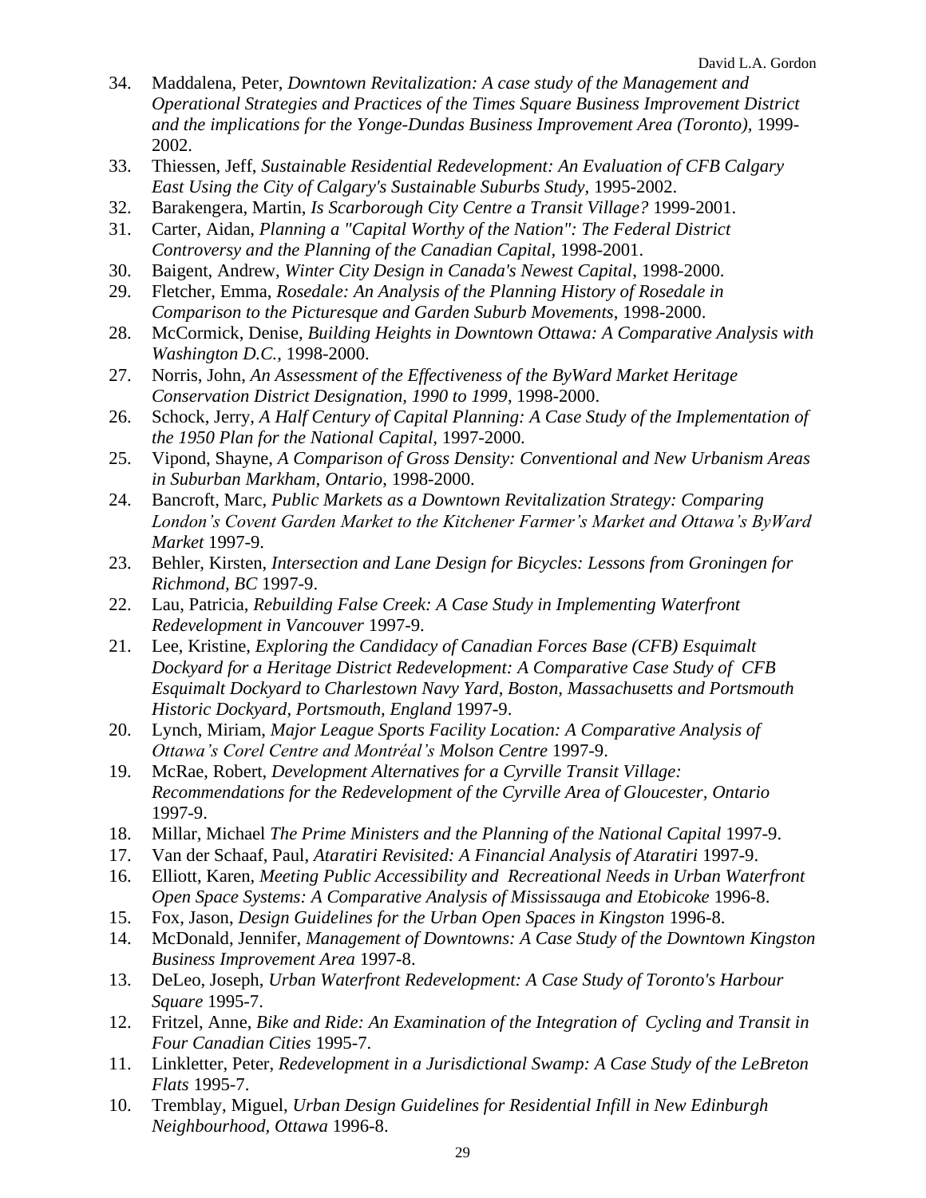34. Maddalena, Peter, *Downtown Revitalization: A case study of the Management and Operational Strategies and Practices of the Times Square Business Improvement District and the implications for the Yonge-Dundas Business Improvement Area (Toronto)*, 1999-2002.
33. Thiessen, Jeff, *Sustainable Residential Redevelopment: An Evaluation of CFB Calgary East Using the City of Calgary's Sustainable Suburbs Study*, 1995-2002.
32. Barakengera, Martin, *Is Scarborough City Centre a Transit Village?* 1999-2001.
31. Carter, Aidan, *Planning a "Capital Worthy of the Nation": The Federal District Controversy and the Planning of the Canadian Capital*, 1998-2001.
30. Baigent, Andrew, *Winter City Design in Canada's Newest Capital*, 1998-2000.
29. Fletcher, Emma, *Rosedale: An Analysis of the Planning History of Rosedale in Comparison to the Picturesque and Garden Suburb Movements*, 1998-2000.
28. McCormick, Denise, *Building Heights in Downtown Ottawa: A Comparative Analysis with Washington D.C.*, 1998-2000.
27. Norris, John, *An Assessment of the Effectiveness of the ByWard Market Heritage Conservation District Designation, 1990 to 1999*, 1998-2000.
26. Schock, Jerry, *A Half Century of Capital Planning: A Case Study of the Implementation of the 1950 Plan for the National Capital*, 1997-2000.
25. Vipond, Shayne, *A Comparison of Gross Density: Conventional and New Urbanism Areas in Suburban Markham, Ontario*, 1998-2000.
24. Bancroft, Marc, *Public Markets as a Downtown Revitalization Strategy: Comparing London's Covent Garden Market to the Kitchener Farmer's Market and Ottawa's ByWard Market* 1997-9.
23. Behler, Kirsten, *Intersection and Lane Design for Bicycles: Lessons from Groningen for Richmond, BC* 1997-9.
22. Lau, Patricia, *Rebuilding False Creek: A Case Study in Implementing Waterfront Redevelopment in Vancouver* 1997-9.
21. Lee, Kristine, *Exploring the Candidacy of Canadian Forces Base (CFB) Esquimalt Dockyard for a Heritage District Redevelopment: A Comparative Case Study of CFB Esquimalt Dockyard to Charlestown Navy Yard, Boston, Massachusetts and Portsmouth Historic Dockyard, Portsmouth, England* 1997-9.
20. Lynch, Miriam, *Major League Sports Facility Location: A Comparative Analysis of Ottawa's Corel Centre and Montréal's Molson Centre* 1997-9.
19. McRae, Robert, *Development Alternatives for a Cyrville Transit Village: Recommendations for the Redevelopment of the Cyrville Area of Gloucester, Ontario* 1997-9.
18. Millar, Michael *The Prime Ministers and the Planning of the National Capital* 1997-9.
17. Van der Schaaf, Paul, *Ataratiri Revisited: A Financial Analysis of Ataratiri* 1997-9.
16. Elliott, Karen, *Meeting Public Accessibility and Recreational Needs in Urban Waterfront Open Space Systems: A Comparative Analysis of Mississauga and Etobicoke* 1996-8.
15. Fox, Jason, *Design Guidelines for the Urban Open Spaces in Kingston* 1996-8.
14. McDonald, Jennifer, *Management of Downtowns: A Case Study of the Downtown Kingston Business Improvement Area* 1997-8.
13. DeLeo, Joseph, *Urban Waterfront Redevelopment: A Case Study of Toronto's Harbour Square* 1995-7.
12. Fritzel, Anne, *Bike and Ride: An Examination of the Integration of Cycling and Transit in Four Canadian Cities* 1995-7.
11. Linkletter, Peter, *Redevelopment in a Jurisdictional Swamp: A Case Study of the LeBreton Flats* 1995-7.
10. Tremblay, Miguel, *Urban Design Guidelines for Residential Infill in New Edinburgh Neighbourhood, Ottawa* 1996-8.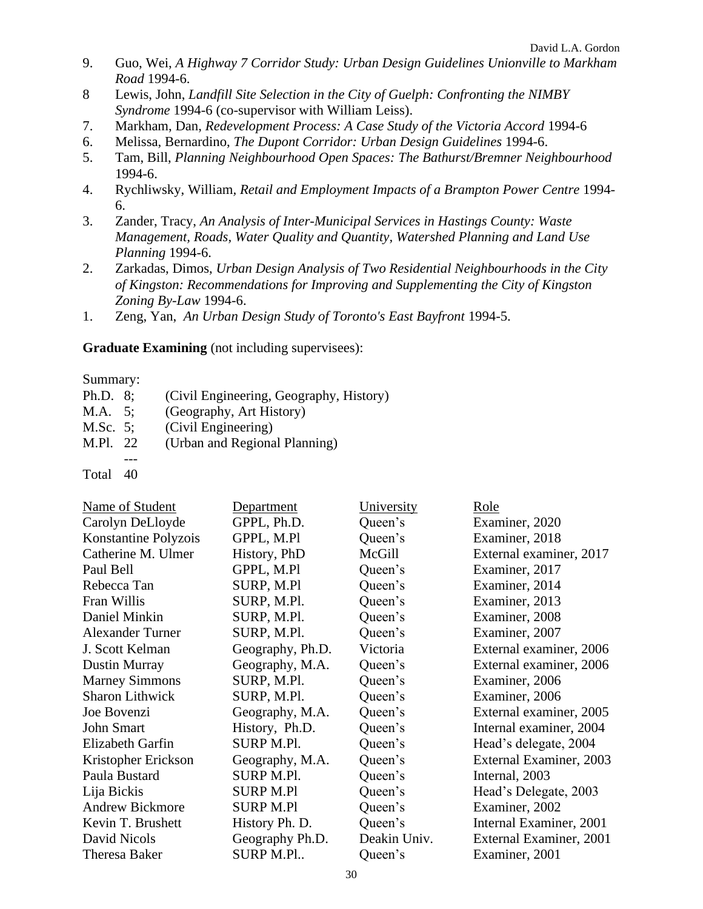9. Guo, Wei, *A Highway 7 Corridor Study: Urban Design Guidelines Unionville to Markham Road* 1994-6.
8 Lewis, John, *Landfill Site Selection in the City of Guelph: Confronting the NIMBY Syndrome* 1994-6 (co-supervisor with William Leiss).
7. Markham, Dan, *Redevelopment Process: A Case Study of the Victoria Accord* 1994-6
6. Melissa, Bernardino, *The Dupont Corridor: Urban Design Guidelines* 1994-6.
5. Tam, Bill, *Planning Neighbourhood Open Spaces: The Bathurst/Bremner Neighbourhood* 1994-6.
4. Rychliwsky, William, *Retail and Employment Impacts of a Brampton Power Centre* 1994-6.
3. Zander, Tracy, *An Analysis of Inter-Municipal Services in Hastings County: Waste Management, Roads, Water Quality and Quantity, Watershed Planning and Land Use Planning* 1994-6.
2. Zarkadas, Dimos, *Urban Design Analysis of Two Residential Neighbourhoods in the City of Kingston: Recommendations for Improving and Supplementing the City of Kingston Zoning By-Law* 1994-6.
1. Zeng, Yan, *An Urban Design Study of Toronto's East Bayfront* 1994-5.

**Graduate Examining** (not including supervisees):

Summary:

| | | |
|---|---|---|
| Ph.D. | 8; | (Civil Engineering, Geography, History) |
| M.A. | 5; | (Geography, Art History) |
| M.Sc. | 5; | (Civil Engineering) |
| M.Pl. | 22 | (Urban and Regional Planning) |
| | --- | |
| Total | 40 | |

| Name of Student | Department | University | Role |
|---|---|---|---|
| Carolyn DeLloyde | GPPL, Ph.D. | Queen's | Examiner, 2020 |
| Konstantine Polyzois | GPPL, M.Pl | Queen's | Examiner, 2018 |
| Catherine M. Ulmer | History, PhD | McGill | External examiner, 2017 |
| Paul Bell | GPPL, M.Pl | Queen's | Examiner, 2017 |
| Rebecca Tan | SURP, M.Pl | Queen's | Examiner, 2014 |
| Fran Willis | SURP, M.Pl. | Queen's | Examiner, 2013 |
| Daniel Minkin | SURP, M.Pl. | Queen's | Examiner, 2008 |
| Alexander Turner | SURP, M.Pl. | Queen's | Examiner, 2007 |
| J. Scott Kelman | Geography, Ph.D. | Victoria | External examiner, 2006 |
| Dustin Murray | Geography, M.A. | Queen's | External examiner, 2006 |
| Marney Simmons | SURP, M.Pl. | Queen's | Examiner, 2006 |
| Sharon Lithwick | SURP, M.Pl. | Queen's | Examiner, 2006 |
| Joe Bovenzi | Geography, M.A. | Queen's | External examiner, 2005 |
| John Smart | History, Ph.D. | Queen's | Internal examiner, 2004 |
| Elizabeth Garfin | SURP M.Pl. | Queen's | Head's delegate, 2004 |
| Kristopher Erickson | Geography, M.A. | Queen's | External Examiner, 2003 |
| Paula Bustard | SURP M.Pl. | Queen's | Internal, 2003 |
| Lija Bickis | SURP M.Pl | Queen's | Head's Delegate, 2003 |
| Andrew Bickmore | SURP M.Pl | Queen's | Examiner, 2002 |
| Kevin T. Brushett | History Ph. D. | Queen's | Internal Examiner, 2001 |
| David Nicols | Geography Ph.D. | Deakin Univ. | External Examiner, 2001 |
| Theresa Baker | SURP M.Pl.. | Queen's | Examiner, 2001 |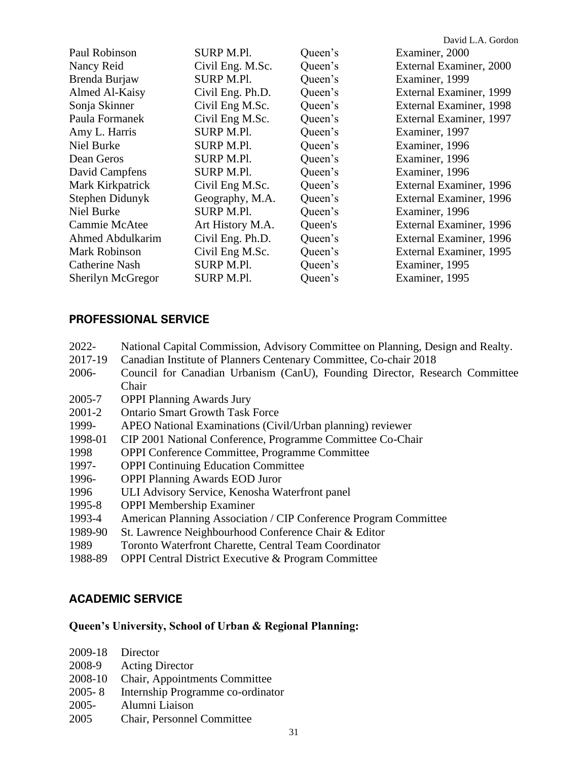| | | | |
|---|---|---|---|
| Paul Robinson | SURP M.Pl. | Queen's | Examiner, 2000 |
| Nancy Reid | Civil Eng. M.Sc. | Queen's | External Examiner, 2000 |
| Brenda Burjaw | SURP M.Pl. | Queen's | Examiner, 1999 |
| Almed Al-Kaisy | Civil Eng. Ph.D. | Queen's | External Examiner, 1999 |
| Sonja Skinner | Civil Eng M.Sc. | Queen's | External Examiner, 1998 |
| Paula Formanek | Civil Eng M.Sc. | Queen's | External Examiner, 1997 |
| Amy L. Harris | SURP M.Pl. | Queen's | Examiner, 1997 |
| Niel Burke | SURP M.Pl. | Queen's | Examiner, 1996 |
| Dean Geros | SURP M.Pl. | Queen's | Examiner, 1996 |
| David Campfens | SURP M.Pl. | Queen's | Examiner, 1996 |
| Mark Kirkpatrick | Civil Eng M.Sc. | Queen's | External Examiner, 1996 |
| Stephen Didunyk | Geography, M.A. | Queen's | External Examiner, 1996 |
| Niel Burke | SURP M.Pl. | Queen's | Examiner, 1996 |
| Cammie McAtee | Art History M.A. | Queen's | External Examiner, 1996 |
| Ahmed Abdulkarim | Civil Eng. Ph.D. | Queen's | External Examiner, 1996 |
| Mark Robinson | Civil Eng M.Sc. | Queen's | External Examiner, 1995 |
| Catherine Nash | SURP M.Pl. | Queen's | Examiner, 1995 |
| Sherilyn McGregor | SURP M.Pl. | Queen's | Examiner, 1995 |

## PROFESSIONAL SERVICE

| | |
|---|---|
| 2022- | National Capital Commission, Advisory Committee on Planning, Design and Realty. |
| 2017-19 | Canadian Institute of Planners Centenary Committee, Co-chair 2018 |
| 2006- | Council for Canadian Urbanism (CanU), Founding Director, Research Committee Chair |
| 2005-7 | OPPI Planning Awards Jury |
| 2001-2 | Ontario Smart Growth Task Force |
| 1999- | APEO National Examinations (Civil/Urban planning) reviewer |
| 1998-01 | CIP 2001 National Conference, Programme Committee Co-Chair |
| 1998 | OPPI Conference Committee, Programme Committee |
| 1997- | OPPI Continuing Education Committee |
| 1996- | OPPI Planning Awards EOD Juror |
| 1996 | ULI Advisory Service, Kenosha Waterfront panel |
| 1995-8 | OPPI Membership Examiner |
| 1993-4 | American Planning Association / CIP Conference Program Committee |
| 1989-90 | St. Lawrence Neighbourhood Conference Chair & Editor |
| 1989 | Toronto Waterfront Charette, Central Team Coordinator |
| 1988-89 | OPPI Central District Executive & Program Committee |

## ACADEMIC SERVICE

**Queen's University, School of Urban & Regional Planning:**

| | |
|---|---|
| 2009-18 | Director |
| 2008-9 | Acting Director |
| 2008-10 | Chair, Appointments Committee |
| 2005- 8 | Internship Programme co-ordinator |
| 2005- | Alumni Liaison |
| 2005 | Chair, Personnel Committee |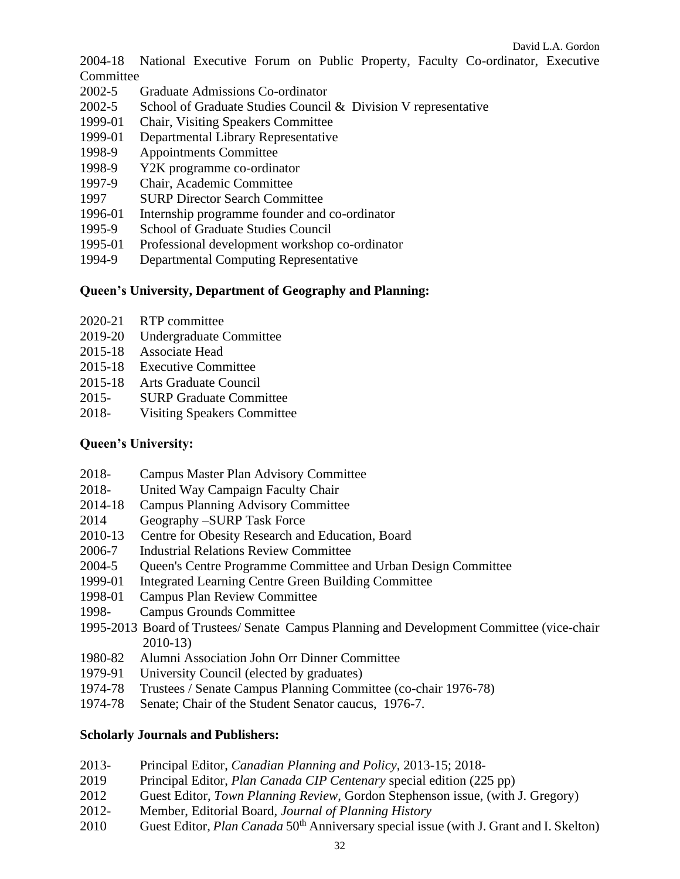2004-18 National Executive Forum on Public Property, Faculty Co-ordinator, Executive Committee

2002-5 Graduate Admissions Co-ordinator

2002-5 School of Graduate Studies Council & Division V representative

1999-01 Chair, Visiting Speakers Committee

1999-01 Departmental Library Representative

1998-9 Appointments Committee

1998-9 Y2K programme co-ordinator

1997-9 Chair, Academic Committee

1997 SURP Director Search Committee

1996-01 Internship programme founder and co-ordinator

1995-9 School of Graduate Studies Council

1995-01 Professional development workshop co-ordinator

1994-9 Departmental Computing Representative

**Queen's University, Department of Geography and Planning:**

2020-21 RTP committee

2019-20 Undergraduate Committee

2015-18 Associate Head

2015-18 Executive Committee

2015-18 Arts Graduate Council

2015- SURP Graduate Committee

2018- Visiting Speakers Committee

**Queen's University:**

2018- Campus Master Plan Advisory Committee

2018- United Way Campaign Faculty Chair

2014-18 Campus Planning Advisory Committee

2014 Geography –SURP Task Force

2010-13 Centre for Obesity Research and Education, Board

2006-7 Industrial Relations Review Committee

2004-5 Queen's Centre Programme Committee and Urban Design Committee

1999-01 Integrated Learning Centre Green Building Committee

1998-01 Campus Plan Review Committee

1998- Campus Grounds Committee

1995-2013 Board of Trustees/ Senate Campus Planning and Development Committee (vice-chair 2010-13)

1980-82 Alumni Association John Orr Dinner Committee

1979-91 University Council (elected by graduates)

1974-78 Trustees / Senate Campus Planning Committee (co-chair 1976-78)

1974-78 Senate; Chair of the Student Senator caucus, 1976-7.

**Scholarly Journals and Publishers:**

2013- Principal Editor, *Canadian Planning and Policy*, 2013-15; 2018-

2019 Principal Editor, *Plan Canada CIP Centenary* special edition (225 pp)

2012 Guest Editor, *Town Planning Review*, Gordon Stephenson issue, (with J. Gregory)

2012- Member, Editorial Board, *Journal of Planning History*

2010 Guest Editor, *Plan Canada* 50th Anniversary special issue (with J. Grant and I. Skelton)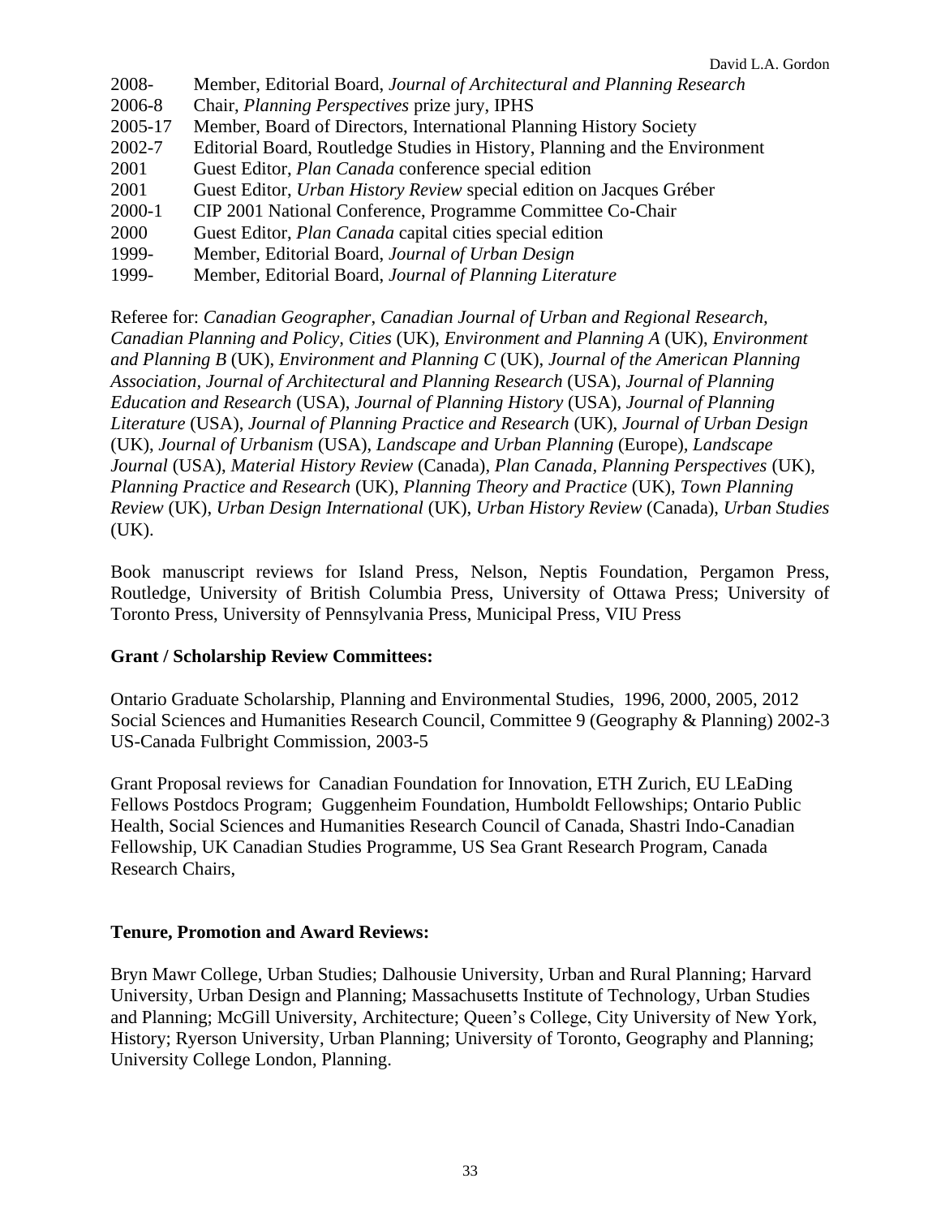2008- Member, Editorial Board, *Journal of Architectural and Planning Research*
2006-8 Chair, *Planning Perspectives* prize jury, IPHS
2005-17 Member, Board of Directors, International Planning History Society
2002-7 Editorial Board, Routledge Studies in History, Planning and the Environment
2001 Guest Editor, *Plan Canada* conference special edition
2001 Guest Editor, *Urban History Review* special edition on Jacques Gréber
2000-1 CIP 2001 National Conference, Programme Committee Co-Chair
2000 Guest Editor, *Plan Canada* capital cities special edition
1999- Member, Editorial Board, *Journal of Urban Design*
1999- Member, Editorial Board, *Journal of Planning Literature*

Referee for: *Canadian Geographer*, *Canadian Journal of Urban and Regional Research, Canadian Planning and Policy*, *Cities* (UK), *Environment and Planning A* (UK), *Environment and Planning B* (UK), *Environment and Planning C* (UK), *Journal of the American Planning Association*, *Journal of Architectural and Planning Research* (USA), *Journal of Planning Education and Research* (USA), *Journal of Planning History* (USA), *Journal of Planning Literature* (USA), *Journal of Planning Practice and Research* (UK), *Journal of Urban Design* (UK), *Journal of Urbanism* (USA), *Landscape and Urban Planning* (Europe), *Landscape Journal* (USA), *Material History Review* (Canada), *Plan Canada*, *Planning Perspectives* (UK), *Planning Practice and Research* (UK), *Planning Theory and Practice* (UK), *Town Planning Review* (UK), *Urban Design International* (UK), *Urban History Review* (Canada), *Urban Studies* (UK).

Book manuscript reviews for Island Press, Nelson, Neptis Foundation, Pergamon Press, Routledge, University of British Columbia Press, University of Ottawa Press; University of Toronto Press, University of Pennsylvania Press, Municipal Press, VIU Press

**Grant / Scholarship Review Committees:**

Ontario Graduate Scholarship, Planning and Environmental Studies, 1996, 2000, 2005, 2012
Social Sciences and Humanities Research Council, Committee 9 (Geography & Planning) 2002-3
US-Canada Fulbright Commission, 2003-5

Grant Proposal reviews for Canadian Foundation for Innovation, ETH Zurich, EU LEaDing Fellows Postdocs Program; Guggenheim Foundation, Humboldt Fellowships; Ontario Public Health, Social Sciences and Humanities Research Council of Canada, Shastri Indo-Canadian Fellowship, UK Canadian Studies Programme, US Sea Grant Research Program, Canada Research Chairs,

**Tenure, Promotion and Award Reviews:**

Bryn Mawr College, Urban Studies; Dalhousie University, Urban and Rural Planning; Harvard University, Urban Design and Planning; Massachusetts Institute of Technology, Urban Studies and Planning; McGill University, Architecture; Queen's College, City University of New York, History; Ryerson University, Urban Planning; University of Toronto, Geography and Planning; University College London, Planning.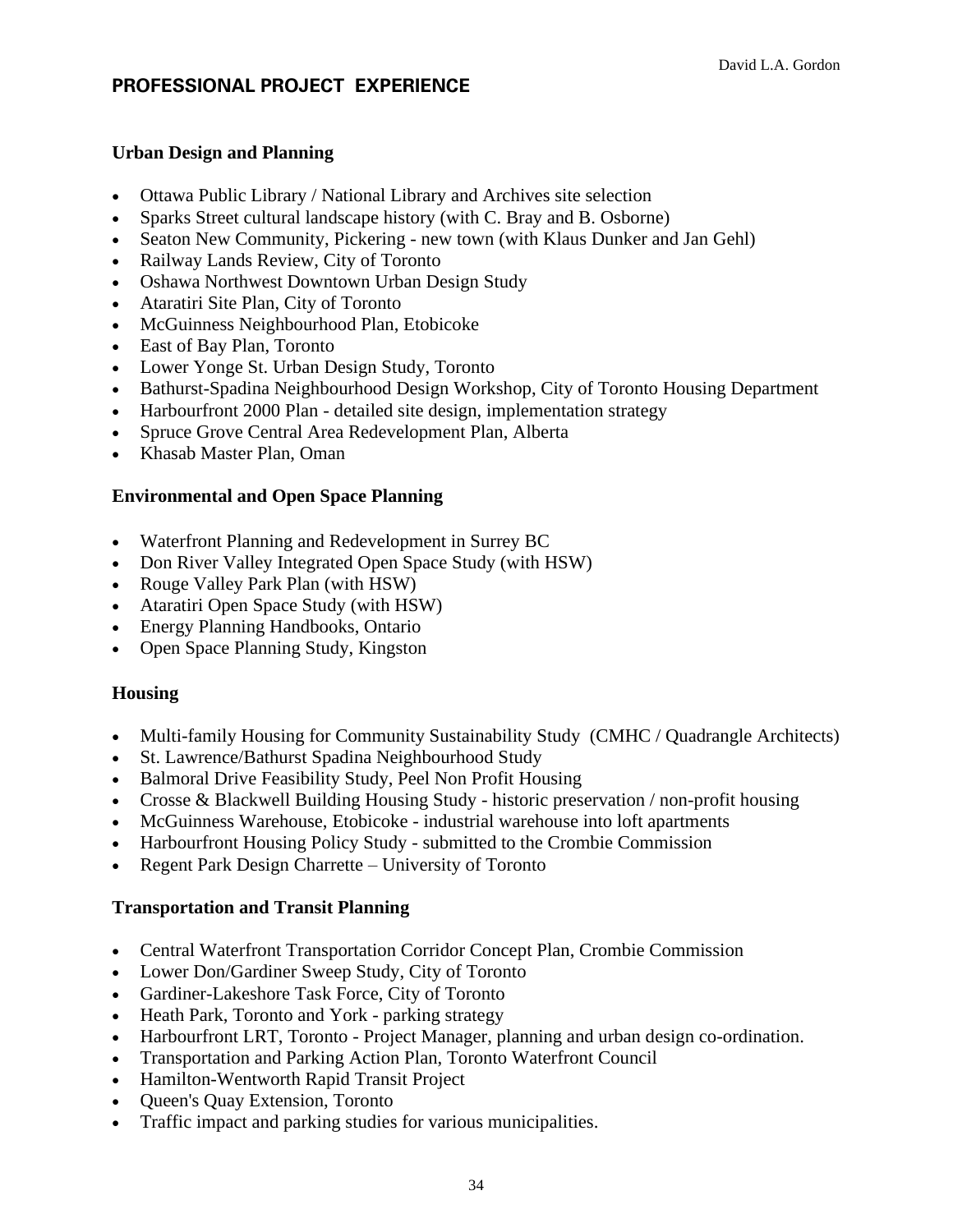## PROFESSIONAL PROJECT EXPERIENCE

### Urban Design and Planning

- Ottawa Public Library / National Library and Archives site selection
- Sparks Street cultural landscape history (with C. Bray and B. Osborne)
- Seaton New Community, Pickering - new town (with Klaus Dunker and Jan Gehl)
- Railway Lands Review, City of Toronto
- Oshawa Northwest Downtown Urban Design Study
- Ataratiri Site Plan, City of Toronto
- McGuinness Neighbourhood Plan, Etobicoke
- East of Bay Plan, Toronto
- Lower Yonge St. Urban Design Study, Toronto
- Bathurst-Spadina Neighbourhood Design Workshop, City of Toronto Housing Department
- Harbourfront 2000 Plan - detailed site design, implementation strategy
- Spruce Grove Central Area Redevelopment Plan, Alberta
- Khasab Master Plan, Oman

### Environmental and Open Space Planning

- Waterfront Planning and Redevelopment in Surrey BC
- Don River Valley Integrated Open Space Study (with HSW)
- Rouge Valley Park Plan (with HSW)
- Ataratiri Open Space Study (with HSW)
- Energy Planning Handbooks, Ontario
- Open Space Planning Study, Kingston

### Housing

- Multi-family Housing for Community Sustainability Study (CMHC / Quadrangle Architects)
- St. Lawrence/Bathurst Spadina Neighbourhood Study
- Balmoral Drive Feasibility Study, Peel Non Profit Housing
- Crosse & Blackwell Building Housing Study - historic preservation / non-profit housing
- McGuinness Warehouse, Etobicoke - industrial warehouse into loft apartments
- Harbourfront Housing Policy Study - submitted to the Crombie Commission
- Regent Park Design Charrette – University of Toronto

### Transportation and Transit Planning

- Central Waterfront Transportation Corridor Concept Plan, Crombie Commission
- Lower Don/Gardiner Sweep Study, City of Toronto
- Gardiner-Lakeshore Task Force, City of Toronto
- Heath Park, Toronto and York - parking strategy
- Harbourfront LRT, Toronto - Project Manager, planning and urban design co-ordination.
- Transportation and Parking Action Plan, Toronto Waterfront Council
- Hamilton-Wentworth Rapid Transit Project
- Queen's Quay Extension, Toronto
- Traffic impact and parking studies for various municipalities.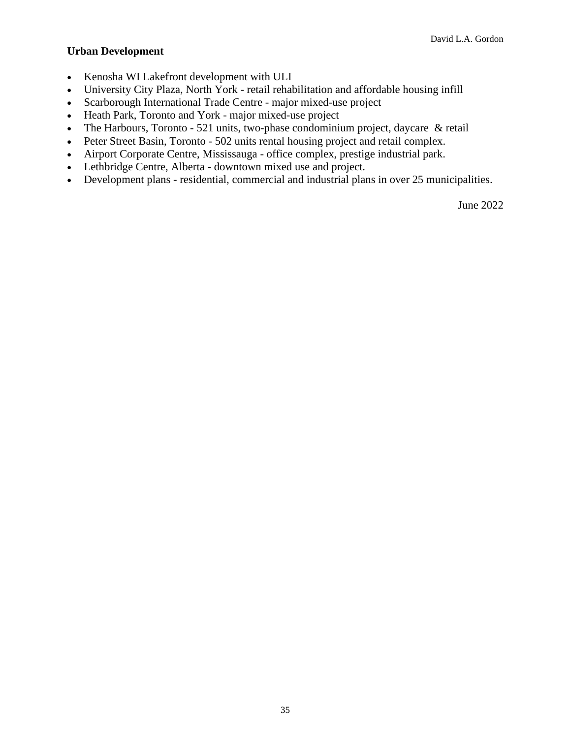**Urban Development**

- Kenosha WI Lakefront development with ULI
- University City Plaza, North York - retail rehabilitation and affordable housing infill
- Scarborough International Trade Centre - major mixed-use project
- Heath Park, Toronto and York - major mixed-use project
- The Harbours, Toronto - 521 units, two-phase condominium project, daycare & retail
- Peter Street Basin, Toronto - 502 units rental housing project and retail complex.
- Airport Corporate Centre, Mississauga - office complex, prestige industrial park.
- Lethbridge Centre, Alberta - downtown mixed use and project.
- Development plans - residential, commercial and industrial plans in over 25 municipalities.

June 2022